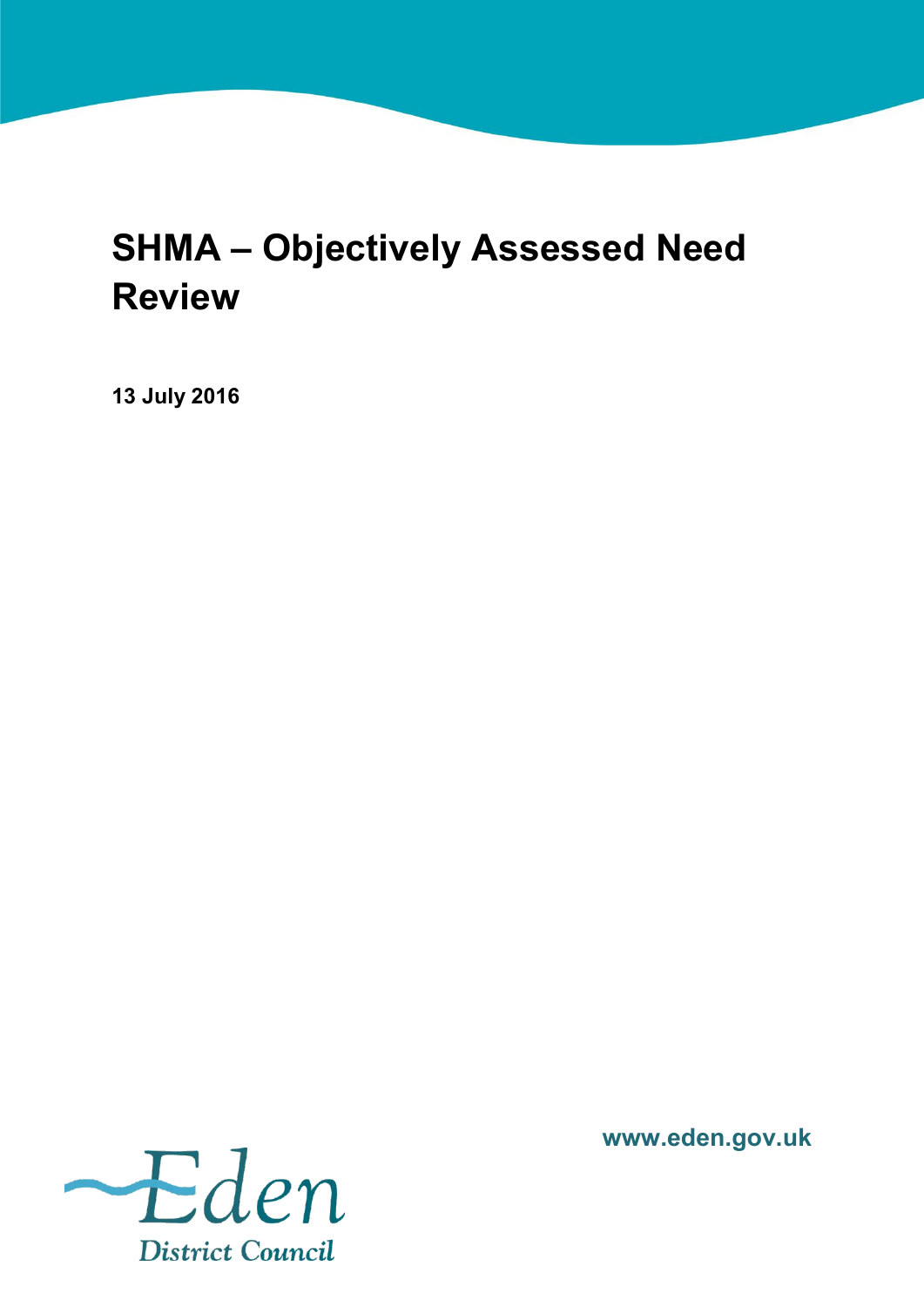# SHMA – Objectively Assessed Need Review

**13 July 2016**

Eden District Council

**www.eden.gov.uk**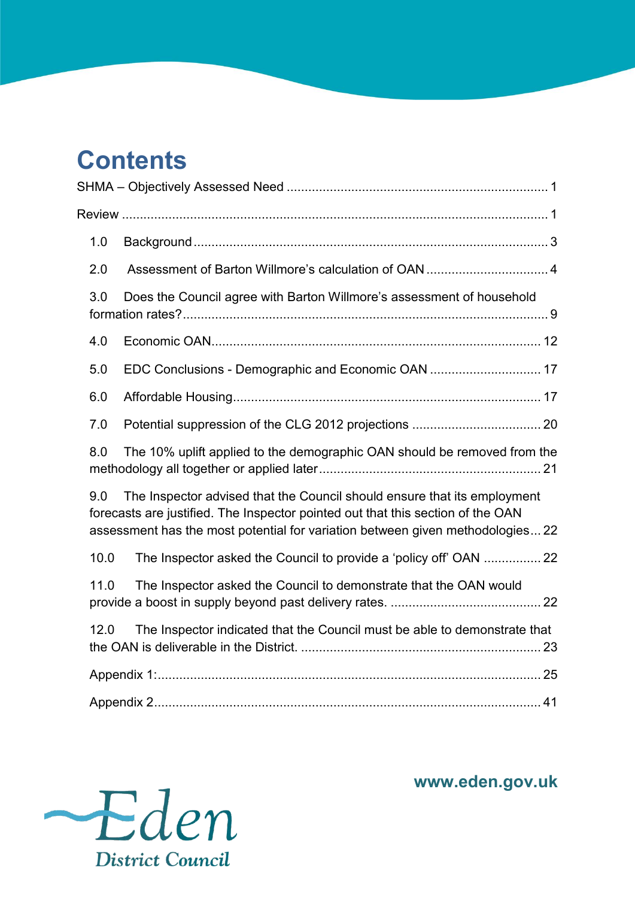# Contents

SHMA – Objectively Assessed Need ........................................................................ 1

Review ...................................................................................................................... 1

1.0 Background .................................................................................................. 3

2.0 Assessment of Barton Willmore's calculation of OAN .................................. 4

3.0 Does the Council agree with Barton Willmore's assessment of household formation rates? ...................................................................................................... 9

4.0 Economic OAN............................................................................................ 12

5.0 EDC Conclusions - Demographic and Economic OAN ............................... 17

6.0 Affordable Housing...................................................................................... 17

7.0 Potential suppression of the CLG 2012 projections .................................... 20

8.0 The 10% uplift applied to the demographic OAN should be removed from the methodology all together or applied later.............................................................. 21

9.0 The Inspector advised that the Council should ensure that its employment forecasts are justified. The Inspector pointed out that this section of the OAN assessment has the most potential for variation between given methodologies... 22

10.0 The Inspector asked the Council to provide a 'policy off' OAN ................ 22

11.0 The Inspector asked the Council to demonstrate that the OAN would provide a boost in supply beyond past delivery rates. .......................................... 22

12.0 The Inspector indicated that the Council must be able to demonstrate that the OAN is deliverable in the District. ................................................................... 23

Appendix 1:........................................................................................................... 25

Appendix 2............................................................................................................ 41

Eden District Council

www.eden.gov.uk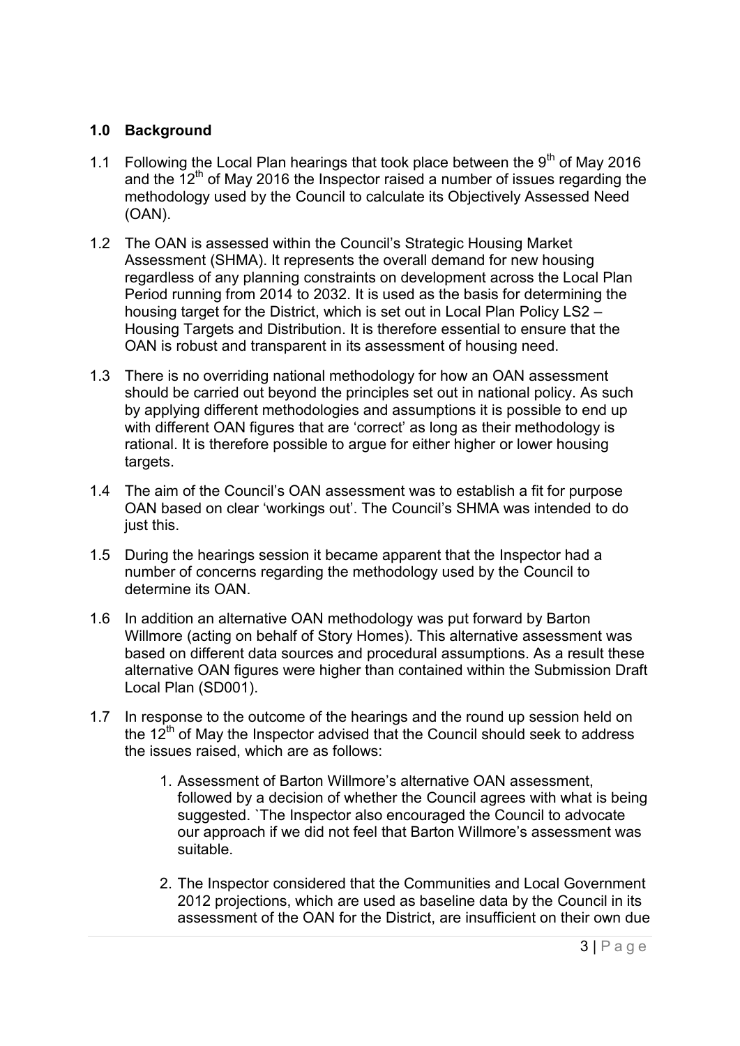## 1.0 Background

1.1 Following the Local Plan hearings that took place between the 9th of May 2016 and the 12th of May 2016 the Inspector raised a number of issues regarding the methodology used by the Council to calculate its Objectively Assessed Need (OAN).

1.2 The OAN is assessed within the Council's Strategic Housing Market Assessment (SHMA). It represents the overall demand for new housing regardless of any planning constraints on development across the Local Plan Period running from 2014 to 2032. It is used as the basis for determining the housing target for the District, which is set out in Local Plan Policy LS2 – Housing Targets and Distribution. It is therefore essential to ensure that the OAN is robust and transparent in its assessment of housing need.

1.3 There is no overriding national methodology for how an OAN assessment should be carried out beyond the principles set out in national policy. As such by applying different methodologies and assumptions it is possible to end up with different OAN figures that are 'correct' as long as their methodology is rational. It is therefore possible to argue for either higher or lower housing targets.

1.4 The aim of the Council's OAN assessment was to establish a fit for purpose OAN based on clear 'workings out'. The Council's SHMA was intended to do just this.

1.5 During the hearings session it became apparent that the Inspector had a number of concerns regarding the methodology used by the Council to determine its OAN.

1.6 In addition an alternative OAN methodology was put forward by Barton Willmore (acting on behalf of Story Homes). This alternative assessment was based on different data sources and procedural assumptions. As a result these alternative OAN figures were higher than contained within the Submission Draft Local Plan (SD001).

1.7 In response to the outcome of the hearings and the round up session held on the 12th of May the Inspector advised that the Council should seek to address the issues raised, which are as follows:

1. Assessment of Barton Willmore's alternative OAN assessment, followed by a decision of whether the Council agrees with what is being suggested. `The Inspector also encouraged the Council to advocate our approach if we did not feel that Barton Willmore's assessment was suitable.

2. The Inspector considered that the Communities and Local Government 2012 projections, which are used as baseline data by the Council in its assessment of the OAN for the District, are insufficient on their own due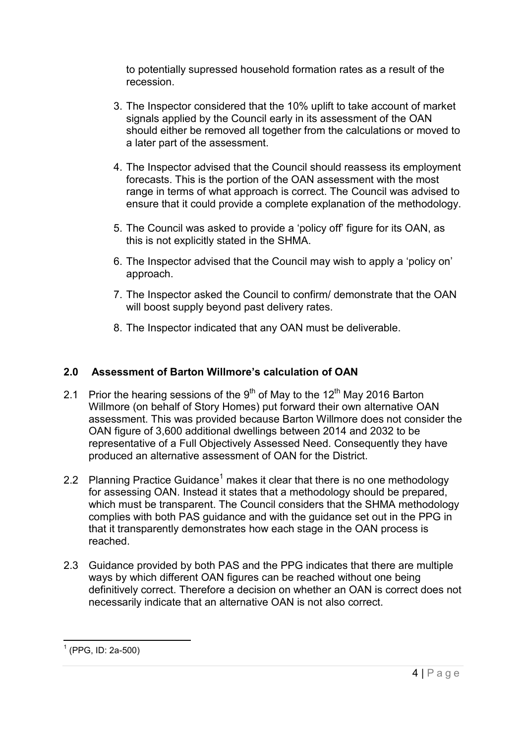to potentially supressed household formation rates as a result of the recession.

3. The Inspector considered that the 10% uplift to take account of market signals applied by the Council early in its assessment of the OAN should either be removed all together from the calculations or moved to a later part of the assessment.

4. The Inspector advised that the Council should reassess its employment forecasts. This is the portion of the OAN assessment with the most range in terms of what approach is correct. The Council was advised to ensure that it could provide a complete explanation of the methodology.

5. The Council was asked to provide a 'policy off' figure for its OAN, as this is not explicitly stated in the SHMA.

6. The Inspector advised that the Council may wish to apply a 'policy on' approach.

7. The Inspector asked the Council to confirm/ demonstrate that the OAN will boost supply beyond past delivery rates.

8. The Inspector indicated that any OAN must be deliverable.

## 2.0 Assessment of Barton Willmore's calculation of OAN

2.1 Prior the hearing sessions of the 9th of May to the 12th May 2016 Barton Willmore (on behalf of Story Homes) put forward their own alternative OAN assessment. This was provided because Barton Willmore does not consider the OAN figure of 3,600 additional dwellings between 2014 and 2032 to be representative of a Full Objectively Assessed Need. Consequently they have produced an alternative assessment of OAN for the District.

2.2 Planning Practice Guidance[1] makes it clear that there is no one methodology for assessing OAN. Instead it states that a methodology should be prepared, which must be transparent. The Council considers that the SHMA methodology complies with both PAS guidance and with the guidance set out in the PPG in that it transparently demonstrates how each stage in the OAN process is reached.

2.3 Guidance provided by both PAS and the PPG indicates that there are multiple ways by which different OAN figures can be reached without one being definitively correct. Therefore a decision on whether an OAN is correct does not necessarily indicate that an alternative OAN is not also correct.

[1] (PPG, ID: 2a-500)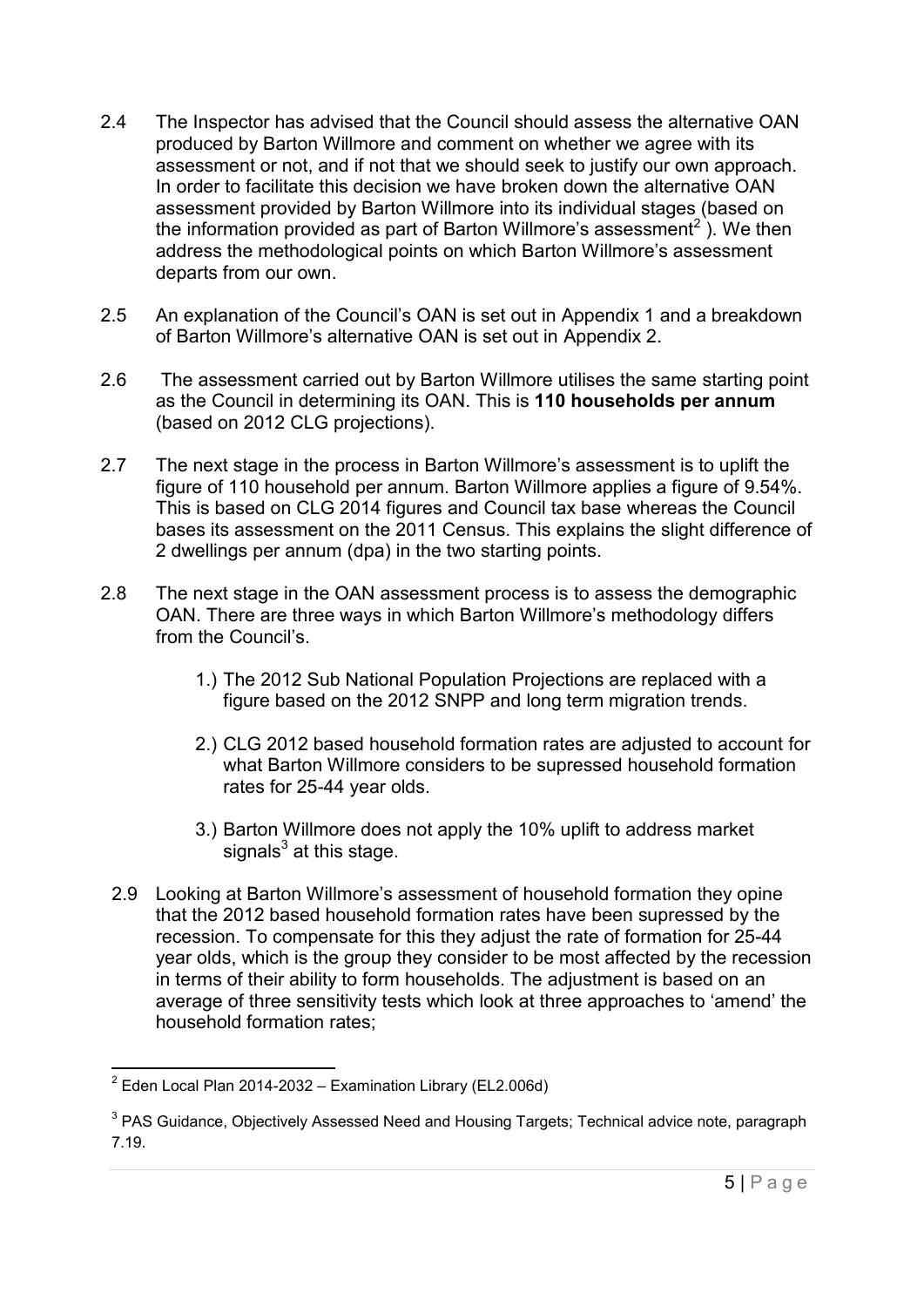2.4 The Inspector has advised that the Council should assess the alternative OAN produced by Barton Willmore and comment on whether we agree with its assessment or not, and if not that we should seek to justify our own approach. In order to facilitate this decision we have broken down the alternative OAN assessment provided by Barton Willmore into its individual stages (based on the information provided as part of Barton Willmore's assessment[2] ). We then address the methodological points on which Barton Willmore's assessment departs from our own.

2.5 An explanation of the Council's OAN is set out in Appendix 1 and a breakdown of Barton Willmore's alternative OAN is set out in Appendix 2.

2.6 The assessment carried out by Barton Willmore utilises the same starting point as the Council in determining its OAN. This is **110 households per annum** (based on 2012 CLG projections).

2.7 The next stage in the process in Barton Willmore's assessment is to uplift the figure of 110 household per annum. Barton Willmore applies a figure of 9.54%. This is based on CLG 2014 figures and Council tax base whereas the Council bases its assessment on the 2011 Census. This explains the slight difference of 2 dwellings per annum (dpa) in the two starting points.

2.8 The next stage in the OAN assessment process is to assess the demographic OAN. There are three ways in which Barton Willmore's methodology differs from the Council's.

1.) The 2012 Sub National Population Projections are replaced with a figure based on the 2012 SNPP and long term migration trends.

2.) CLG 2012 based household formation rates are adjusted to account for what Barton Willmore considers to be supressed household formation rates for 25-44 year olds.

3.) Barton Willmore does not apply the 10% uplift to address market signals[3] at this stage.

2.9 Looking at Barton Willmore's assessment of household formation they opine that the 2012 based household formation rates have been supressed by the recession. To compensate for this they adjust the rate of formation for 25-44 year olds, which is the group they consider to be most affected by the recession in terms of their ability to form households. The adjustment is based on an average of three sensitivity tests which look at three approaches to 'amend' the household formation rates;

---

[2] Eden Local Plan 2014-2032 – Examination Library (EL2.006d)

[3] PAS Guidance, Objectively Assessed Need and Housing Targets; Technical advice note, paragraph 7.19.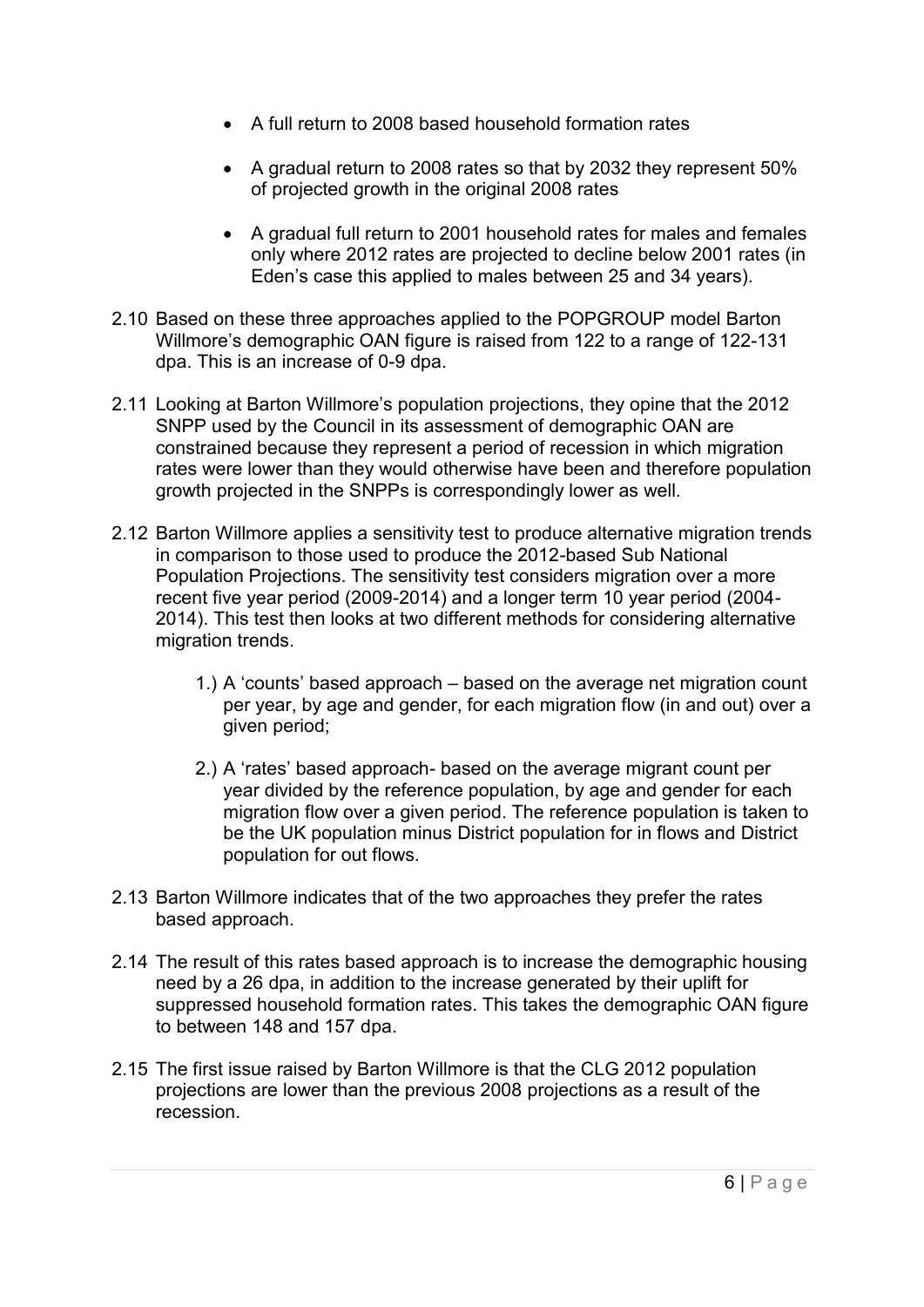- A full return to 2008 based household formation rates

- A gradual return to 2008 rates so that by 2032 they represent 50% of projected growth in the original 2008 rates

- A gradual full return to 2001 household rates for males and females only where 2012 rates are projected to decline below 2001 rates (in Eden's case this applied to males between 25 and 34 years).

2.10 Based on these three approaches applied to the POPGROUP model Barton Willmore's demographic OAN figure is raised from 122 to a range of 122-131 dpa. This is an increase of 0-9 dpa.

2.11 Looking at Barton Willmore's population projections, they opine that the 2012 SNPP used by the Council in its assessment of demographic OAN are constrained because they represent a period of recession in which migration rates were lower than they would otherwise have been and therefore population growth projected in the SNPPs is correspondingly lower as well.

2.12 Barton Willmore applies a sensitivity test to produce alternative migration trends in comparison to those used to produce the 2012-based Sub National Population Projections. The sensitivity test considers migration over a more recent five year period (2009-2014) and a longer term 10 year period (2004-2014). This test then looks at two different methods for considering alternative migration trends.

1.) A 'counts' based approach – based on the average net migration count per year, by age and gender, for each migration flow (in and out) over a given period;

2.) A 'rates' based approach- based on the average migrant count per year divided by the reference population, by age and gender for each migration flow over a given period. The reference population is taken to be the UK population minus District population for in flows and District population for out flows.

2.13 Barton Willmore indicates that of the two approaches they prefer the rates based approach.

2.14 The result of this rates based approach is to increase the demographic housing need by a 26 dpa, in addition to the increase generated by their uplift for suppressed household formation rates. This takes the demographic OAN figure to between 148 and 157 dpa.

2.15 The first issue raised by Barton Willmore is that the CLG 2012 population projections are lower than the previous 2008 projections as a result of the recession.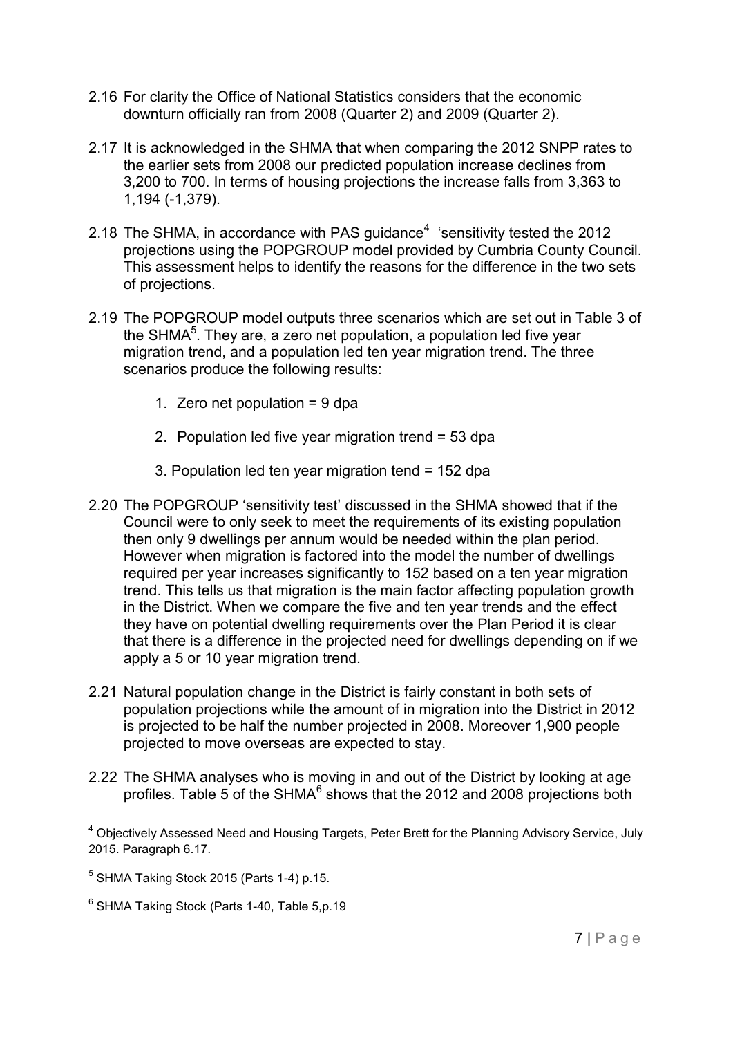2.16 For clarity the Office of National Statistics considers that the economic downturn officially ran from 2008 (Quarter 2) and 2009 (Quarter 2).

2.17 It is acknowledged in the SHMA that when comparing the 2012 SNPP rates to the earlier sets from 2008 our predicted population increase declines from 3,200 to 700. In terms of housing projections the increase falls from 3,363 to 1,194 (-1,379).

2.18 The SHMA, in accordance with PAS guidance[4] 'sensitivity tested the 2012 projections using the POPGROUP model provided by Cumbria County Council. This assessment helps to identify the reasons for the difference in the two sets of projections.

2.19 The POPGROUP model outputs three scenarios which are set out in Table 3 of the SHMA[5]. They are, a zero net population, a population led five year migration trend, and a population led ten year migration trend. The three scenarios produce the following results:

1. Zero net population = 9 dpa
2. Population led five year migration trend = 53 dpa
3. Population led ten year migration tend = 152 dpa

2.20 The POPGROUP 'sensitivity test' discussed in the SHMA showed that if the Council were to only seek to meet the requirements of its existing population then only 9 dwellings per annum would be needed within the plan period. However when migration is factored into the model the number of dwellings required per year increases significantly to 152 based on a ten year migration trend. This tells us that migration is the main factor affecting population growth in the District. When we compare the five and ten year trends and the effect they have on potential dwelling requirements over the Plan Period it is clear that there is a difference in the projected need for dwellings depending on if we apply a 5 or 10 year migration trend.

2.21 Natural population change in the District is fairly constant in both sets of population projections while the amount of in migration into the District in 2012 is projected to be half the number projected in 2008. Moreover 1,900 people projected to move overseas are expected to stay.

2.22 The SHMA analyses who is moving in and out of the District by looking at age profiles. Table 5 of the SHMA[6] shows that the 2012 and 2008 projections both

---

[4] Objectively Assessed Need and Housing Targets, Peter Brett for the Planning Advisory Service, July 2015. Paragraph 6.17.

[5] SHMA Taking Stock 2015 (Parts 1-4) p.15.

[6] SHMA Taking Stock (Parts 1-40, Table 5,p.19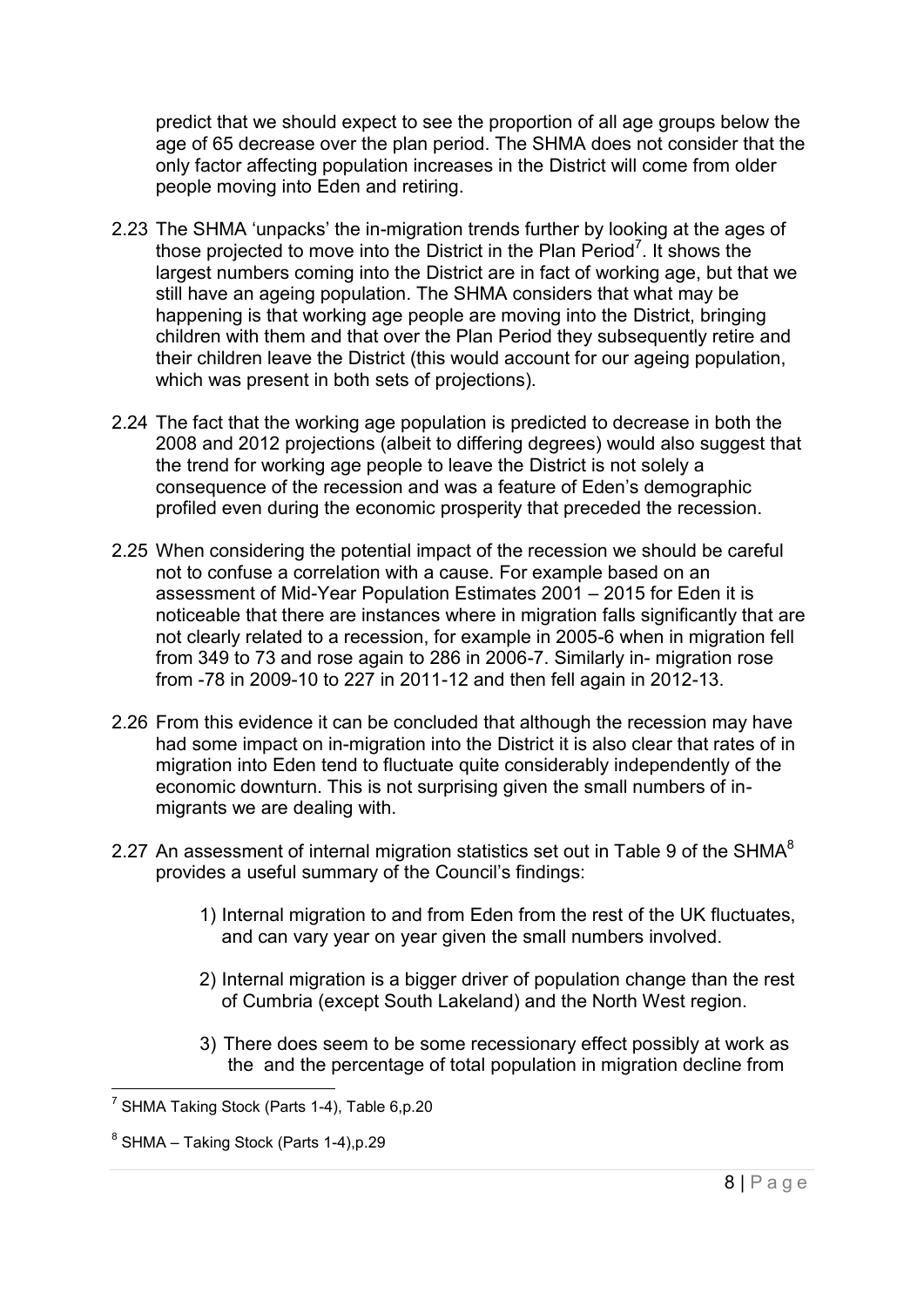predict that we should expect to see the proportion of all age groups below the age of 65 decrease over the plan period. The SHMA does not consider that the only factor affecting population increases in the District will come from older people moving into Eden and retiring.

2.23 The SHMA 'unpacks' the in-migration trends further by looking at the ages of those projected to move into the District in the Plan Period[7]. It shows the largest numbers coming into the District are in fact of working age, but that we still have an ageing population. The SHMA considers that what may be happening is that working age people are moving into the District, bringing children with them and that over the Plan Period they subsequently retire and their children leave the District (this would account for our ageing population, which was present in both sets of projections).

2.24 The fact that the working age population is predicted to decrease in both the 2008 and 2012 projections (albeit to differing degrees) would also suggest that the trend for working age people to leave the District is not solely a consequence of the recession and was a feature of Eden's demographic profiled even during the economic prosperity that preceded the recession.

2.25 When considering the potential impact of the recession we should be careful not to confuse a correlation with a cause. For example based on an assessment of Mid-Year Population Estimates 2001 – 2015 for Eden it is noticeable that there are instances where in migration falls significantly that are not clearly related to a recession, for example in 2005-6 when in migration fell from 349 to 73 and rose again to 286 in 2006-7. Similarly in- migration rose from -78 in 2009-10 to 227 in 2011-12 and then fell again in 2012-13.

2.26 From this evidence it can be concluded that although the recession may have had some impact on in-migration into the District it is also clear that rates of in migration into Eden tend to fluctuate quite considerably independently of the economic downturn. This is not surprising given the small numbers of in-migrants we are dealing with.

2.27 An assessment of internal migration statistics set out in Table 9 of the SHMA[8] provides a useful summary of the Council's findings:

1) Internal migration to and from Eden from the rest of the UK fluctuates, and can vary year on year given the small numbers involved.

2) Internal migration is a bigger driver of population change than the rest of Cumbria (except South Lakeland) and the North West region.

3) There does seem to be some recessionary effect possibly at work as the  and the percentage of total population in migration decline from

---

[7] SHMA Taking Stock (Parts 1-4), Table 6,p.20

[8] SHMA – Taking Stock (Parts 1-4),p.29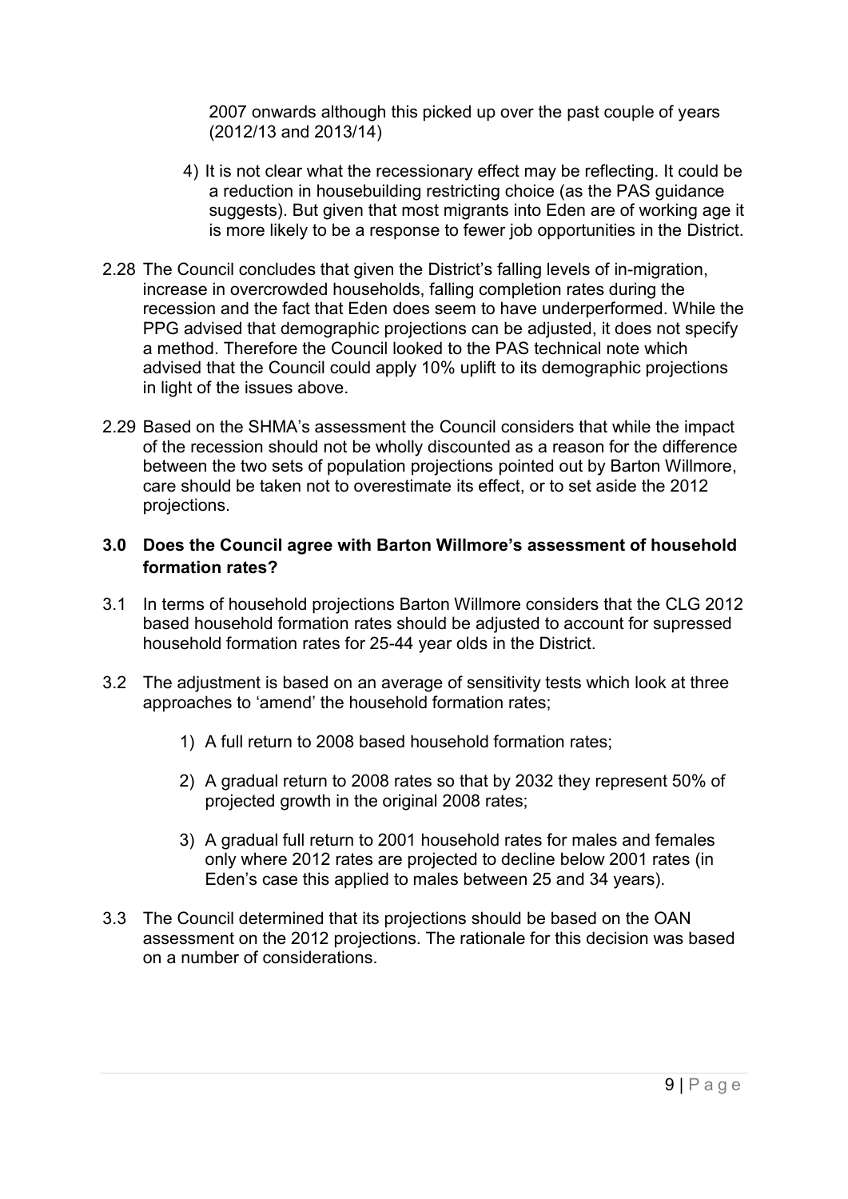2007 onwards although this picked up over the past couple of years (2012/13 and 2013/14)

4) It is not clear what the recessionary effect may be reflecting. It could be a reduction in housebuilding restricting choice (as the PAS guidance suggests). But given that most migrants into Eden are of working age it is more likely to be a response to fewer job opportunities in the District.

2.28 The Council concludes that given the District's falling levels of in-migration, increase in overcrowded households, falling completion rates during the recession and the fact that Eden does seem to have underperformed. While the PPG advised that demographic projections can be adjusted, it does not specify a method. Therefore the Council looked to the PAS technical note which advised that the Council could apply 10% uplift to its demographic projections in light of the issues above.

2.29 Based on the SHMA's assessment the Council considers that while the impact of the recession should not be wholly discounted as a reason for the difference between the two sets of population projections pointed out by Barton Willmore, care should be taken not to overestimate its effect, or to set aside the 2012 projections.

## 3.0 Does the Council agree with Barton Willmore's assessment of household formation rates?

3.1 In terms of household projections Barton Willmore considers that the CLG 2012 based household formation rates should be adjusted to account for supressed household formation rates for 25-44 year olds in the District.

3.2 The adjustment is based on an average of sensitivity tests which look at three approaches to 'amend' the household formation rates;

1) A full return to 2008 based household formation rates;

2) A gradual return to 2008 rates so that by 2032 they represent 50% of projected growth in the original 2008 rates;

3) A gradual full return to 2001 household rates for males and females only where 2012 rates are projected to decline below 2001 rates (in Eden's case this applied to males between 25 and 34 years).

3.3 The Council determined that its projections should be based on the OAN assessment on the 2012 projections. The rationale for this decision was based on a number of considerations.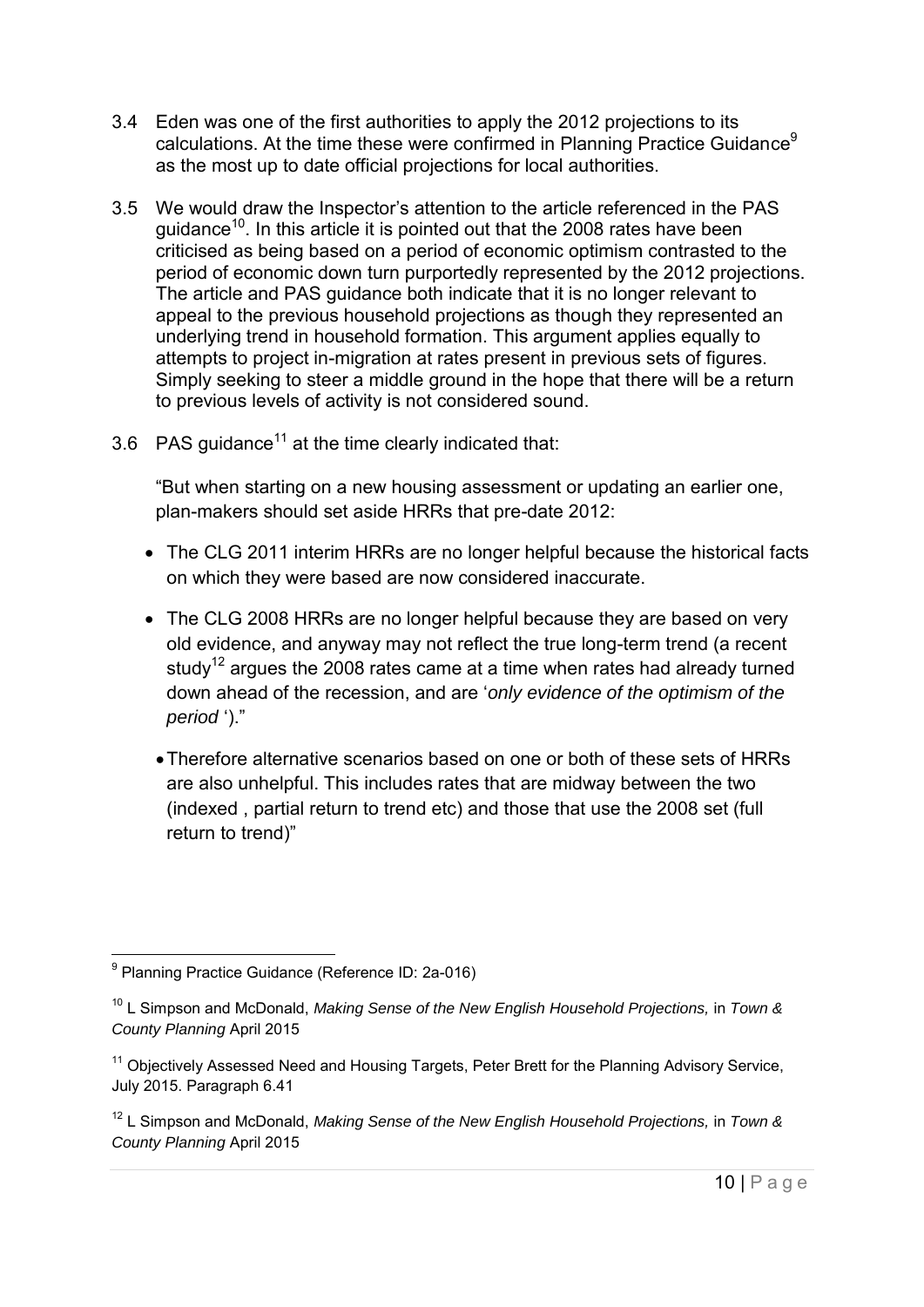3.4 Eden was one of the first authorities to apply the 2012 projections to its calculations. At the time these were confirmed in Planning Practice Guidance[9] as the most up to date official projections for local authorities.

3.5 We would draw the Inspector's attention to the article referenced in the PAS guidance[10]. In this article it is pointed out that the 2008 rates have been criticised as being based on a period of economic optimism contrasted to the period of economic down turn purportedly represented by the 2012 projections. The article and PAS guidance both indicate that it is no longer relevant to appeal to the previous household projections as though they represented an underlying trend in household formation. This argument applies equally to attempts to project in-migration at rates present in previous sets of figures. Simply seeking to steer a middle ground in the hope that there will be a return to previous levels of activity is not considered sound.

3.6 PAS guidance[11] at the time clearly indicated that:

"But when starting on a new housing assessment or updating an earlier one, plan-makers should set aside HRRs that pre-date 2012:

- The CLG 2011 interim HRRs are no longer helpful because the historical facts on which they were based are now considered inaccurate.
- The CLG 2008 HRRs are no longer helpful because they are based on very old evidence, and anyway may not reflect the true long-term trend (a recent study[12] argues the 2008 rates came at a time when rates had already turned down ahead of the recession, and are '*only evidence of the optimism of the period* ')."
  - Therefore alternative scenarios based on one or both of these sets of HRRs are also unhelpful. This includes rates that are midway between the two (indexed , partial return to trend etc) and those that use the 2008 set (full return to trend)"

---

[9] Planning Practice Guidance (Reference ID: 2a-016)

[10] L Simpson and McDonald, *Making Sense of the New English Household Projections,* in *Town & County Planning* April 2015

[11] Objectively Assessed Need and Housing Targets, Peter Brett for the Planning Advisory Service, July 2015. Paragraph 6.41

[12] L Simpson and McDonald, *Making Sense of the New English Household Projections,* in *Town & County Planning* April 2015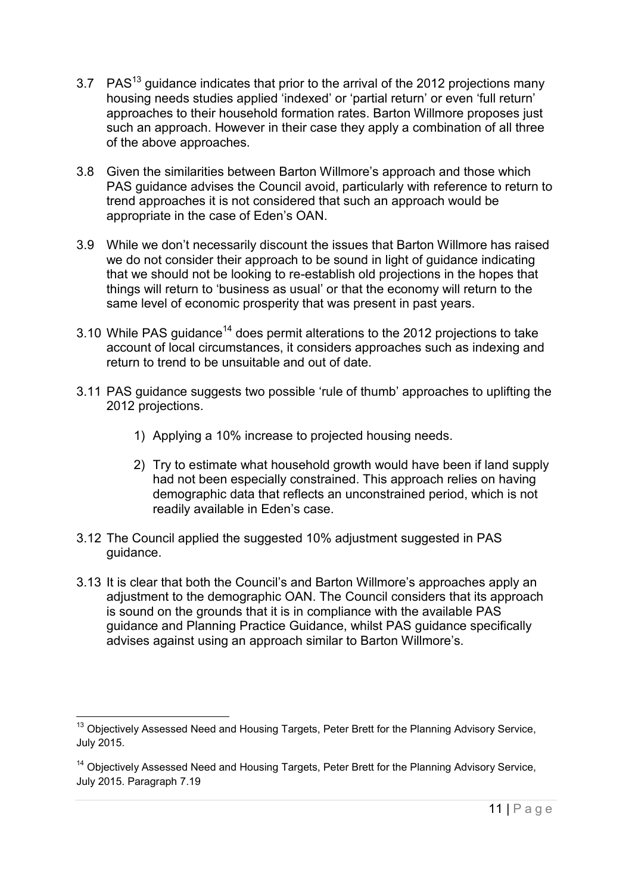3.7 PAS[13] guidance indicates that prior to the arrival of the 2012 projections many housing needs studies applied 'indexed' or 'partial return' or even 'full return' approaches to their household formation rates. Barton Willmore proposes just such an approach. However in their case they apply a combination of all three of the above approaches.

3.8 Given the similarities between Barton Willmore's approach and those which PAS guidance advises the Council avoid, particularly with reference to return to trend approaches it is not considered that such an approach would be appropriate in the case of Eden's OAN.

3.9 While we don't necessarily discount the issues that Barton Willmore has raised we do not consider their approach to be sound in light of guidance indicating that we should not be looking to re-establish old projections in the hopes that things will return to 'business as usual' or that the economy will return to the same level of economic prosperity that was present in past years.

3.10 While PAS guidance[14] does permit alterations to the 2012 projections to take account of local circumstances, it considers approaches such as indexing and return to trend to be unsuitable and out of date.

3.11 PAS guidance suggests two possible 'rule of thumb' approaches to uplifting the 2012 projections.

1) Applying a 10% increase to projected housing needs.

2) Try to estimate what household growth would have been if land supply had not been especially constrained. This approach relies on having demographic data that reflects an unconstrained period, which is not readily available in Eden's case.

3.12 The Council applied the suggested 10% adjustment suggested in PAS guidance.

3.13 It is clear that both the Council's and Barton Willmore's approaches apply an adjustment to the demographic OAN. The Council considers that its approach is sound on the grounds that it is in compliance with the available PAS guidance and Planning Practice Guidance, whilst PAS guidance specifically advises against using an approach similar to Barton Willmore's.

---

[13] Objectively Assessed Need and Housing Targets, Peter Brett for the Planning Advisory Service, July 2015.

[14] Objectively Assessed Need and Housing Targets, Peter Brett for the Planning Advisory Service, July 2015. Paragraph 7.19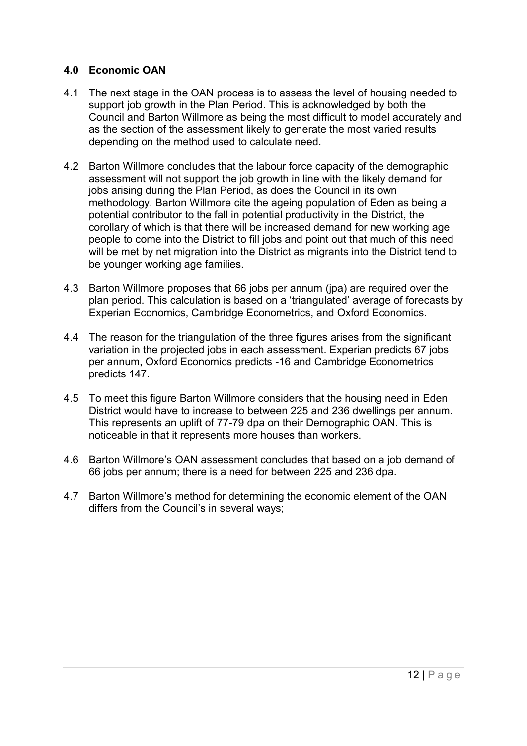## 4.0 Economic OAN

4.1 The next stage in the OAN process is to assess the level of housing needed to support job growth in the Plan Period. This is acknowledged by both the Council and Barton Willmore as being the most difficult to model accurately and as the section of the assessment likely to generate the most varied results depending on the method used to calculate need.

4.2 Barton Willmore concludes that the labour force capacity of the demographic assessment will not support the job growth in line with the likely demand for jobs arising during the Plan Period, as does the Council in its own methodology. Barton Willmore cite the ageing population of Eden as being a potential contributor to the fall in potential productivity in the District, the corollary of which is that there will be increased demand for new working age people to come into the District to fill jobs and point out that much of this need will be met by net migration into the District as migrants into the District tend to be younger working age families.

4.3 Barton Willmore proposes that 66 jobs per annum (jpa) are required over the plan period. This calculation is based on a 'triangulated' average of forecasts by Experian Economics, Cambridge Econometrics, and Oxford Economics.

4.4 The reason for the triangulation of the three figures arises from the significant variation in the projected jobs in each assessment. Experian predicts 67 jobs per annum, Oxford Economics predicts -16 and Cambridge Econometrics predicts 147.

4.5 To meet this figure Barton Willmore considers that the housing need in Eden District would have to increase to between 225 and 236 dwellings per annum. This represents an uplift of 77-79 dpa on their Demographic OAN. This is noticeable in that it represents more houses than workers.

4.6 Barton Willmore's OAN assessment concludes that based on a job demand of 66 jobs per annum; there is a need for between 225 and 236 dpa.

4.7 Barton Willmore's method for determining the economic element of the OAN differs from the Council's in several ways;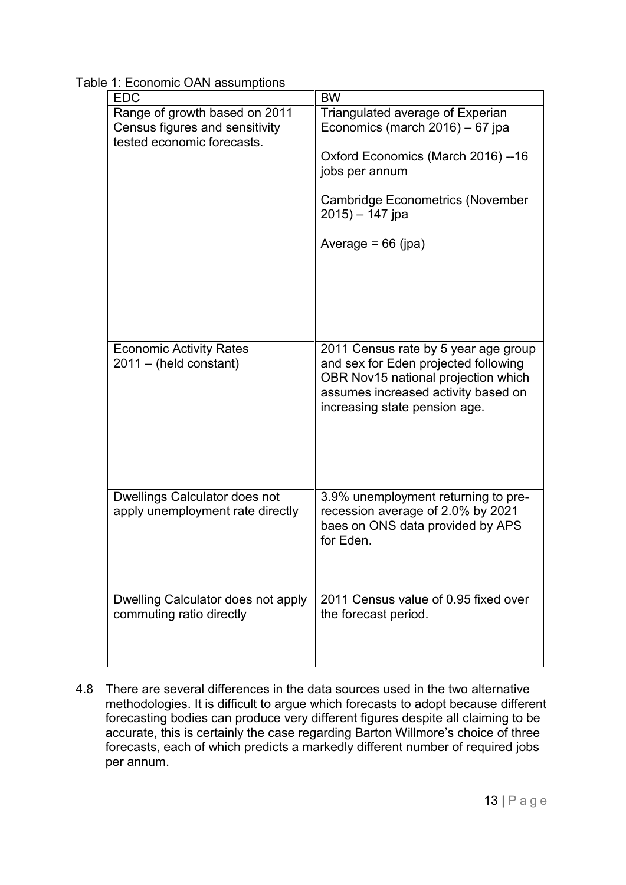Table 1: Economic OAN assumptions

| EDC | BW |
|---|---|
| Range of growth based on 2011 Census figures and sensitivity tested economic forecasts. | Triangulated average of Experian Economics (march 2016) – 67 jpa<br><br>Oxford Economics (March 2016) --16 jobs per annum<br><br>Cambridge Econometrics (November 2015) – 147 jpa<br><br>Average = 66 (jpa) |
| Economic Activity Rates 2011 – (held constant) | 2011 Census rate by 5 year age group and sex for Eden projected following OBR Nov15 national projection which assumes increased activity based on increasing state pension age. |
| Dwellings Calculator does not apply unemployment rate directly | 3.9% unemployment returning to pre-recession average of 2.0% by 2021 baes on ONS data provided by APS for Eden. |
| Dwelling Calculator does not apply commuting ratio directly | 2011 Census value of 0.95 fixed over the forecast period. |

4.8 There are several differences in the data sources used in the two alternative methodologies. It is difficult to argue which forecasts to adopt because different forecasting bodies can produce very different figures despite all claiming to be accurate, this is certainly the case regarding Barton Willmore's choice of three forecasts, each of which predicts a markedly different number of required jobs per annum.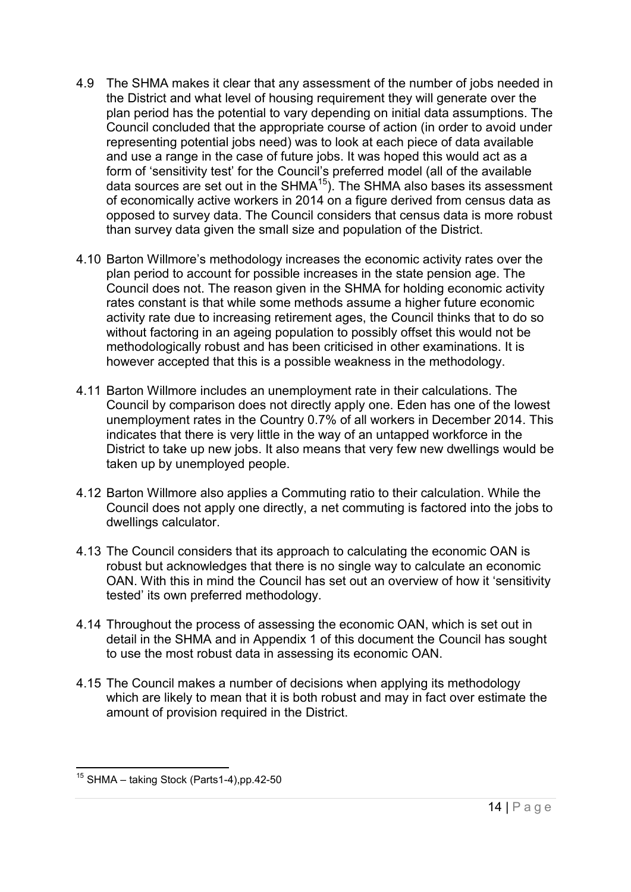4.9 The SHMA makes it clear that any assessment of the number of jobs needed in the District and what level of housing requirement they will generate over the plan period has the potential to vary depending on initial data assumptions. The Council concluded that the appropriate course of action (in order to avoid under representing potential jobs need) was to look at each piece of data available and use a range in the case of future jobs. It was hoped this would act as a form of 'sensitivity test' for the Council's preferred model (all of the available data sources are set out in the SHMA[15]). The SHMA also bases its assessment of economically active workers in 2014 on a figure derived from census data as opposed to survey data. The Council considers that census data is more robust than survey data given the small size and population of the District.

4.10 Barton Willmore's methodology increases the economic activity rates over the plan period to account for possible increases in the state pension age. The Council does not. The reason given in the SHMA for holding economic activity rates constant is that while some methods assume a higher future economic activity rate due to increasing retirement ages, the Council thinks that to do so without factoring in an ageing population to possibly offset this would not be methodologically robust and has been criticised in other examinations. It is however accepted that this is a possible weakness in the methodology.

4.11 Barton Willmore includes an unemployment rate in their calculations. The Council by comparison does not directly apply one. Eden has one of the lowest unemployment rates in the Country 0.7% of all workers in December 2014. This indicates that there is very little in the way of an untapped workforce in the District to take up new jobs. It also means that very few new dwellings would be taken up by unemployed people.

4.12 Barton Willmore also applies a Commuting ratio to their calculation. While the Council does not apply one directly, a net commuting is factored into the jobs to dwellings calculator.

4.13 The Council considers that its approach to calculating the economic OAN is robust but acknowledges that there is no single way to calculate an economic OAN. With this in mind the Council has set out an overview of how it 'sensitivity tested' its own preferred methodology.

4.14 Throughout the process of assessing the economic OAN, which is set out in detail in the SHMA and in Appendix 1 of this document the Council has sought to use the most robust data in assessing its economic OAN.

4.15 The Council makes a number of decisions when applying its methodology which are likely to mean that it is both robust and may in fact over estimate the amount of provision required in the District.

---

[15] SHMA – taking Stock (Parts1-4),pp.42-50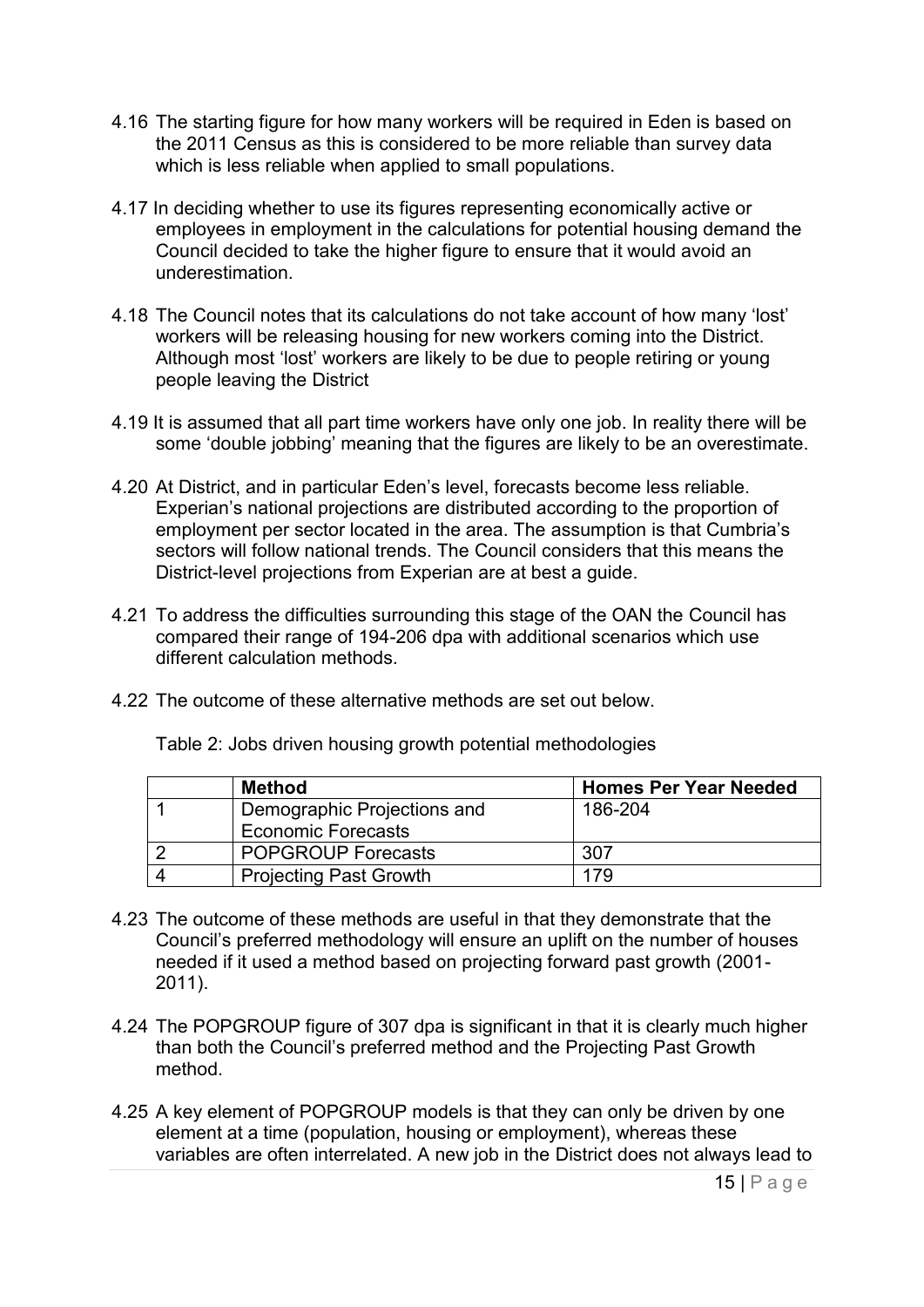4.16 The starting figure for how many workers will be required in Eden is based on the 2011 Census as this is considered to be more reliable than survey data which is less reliable when applied to small populations.

4.17 In deciding whether to use its figures representing economically active or employees in employment in the calculations for potential housing demand the Council decided to take the higher figure to ensure that it would avoid an underestimation.

4.18 The Council notes that its calculations do not take account of how many 'lost' workers will be releasing housing for new workers coming into the District. Although most 'lost' workers are likely to be due to people retiring or young people leaving the District

4.19 It is assumed that all part time workers have only one job. In reality there will be some 'double jobbing' meaning that the figures are likely to be an overestimate.

4.20 At District, and in particular Eden's level, forecasts become less reliable. Experian's national projections are distributed according to the proportion of employment per sector located in the area. The assumption is that Cumbria's sectors will follow national trends. The Council considers that this means the District-level projections from Experian are at best a guide.

4.21 To address the difficulties surrounding this stage of the OAN the Council has compared their range of 194-206 dpa with additional scenarios which use different calculation methods.

4.22 The outcome of these alternative methods are set out below.

Table 2: Jobs driven housing growth potential methodologies

| | Method | Homes Per Year Needed |
|---|---|---|
| 1 | Demographic Projections and Economic Forecasts | 186-204 |
| 2 | POPGROUP Forecasts | 307 |
| 4 | Projecting Past Growth | 179 |

4.23 The outcome of these methods are useful in that they demonstrate that the Council's preferred methodology will ensure an uplift on the number of houses needed if it used a method based on projecting forward past growth (2001-2011).

4.24 The POPGROUP figure of 307 dpa is significant in that it is clearly much higher than both the Council's preferred method and the Projecting Past Growth method.

4.25 A key element of POPGROUP models is that they can only be driven by one element at a time (population, housing or employment), whereas these variables are often interrelated. A new job in the District does not always lead to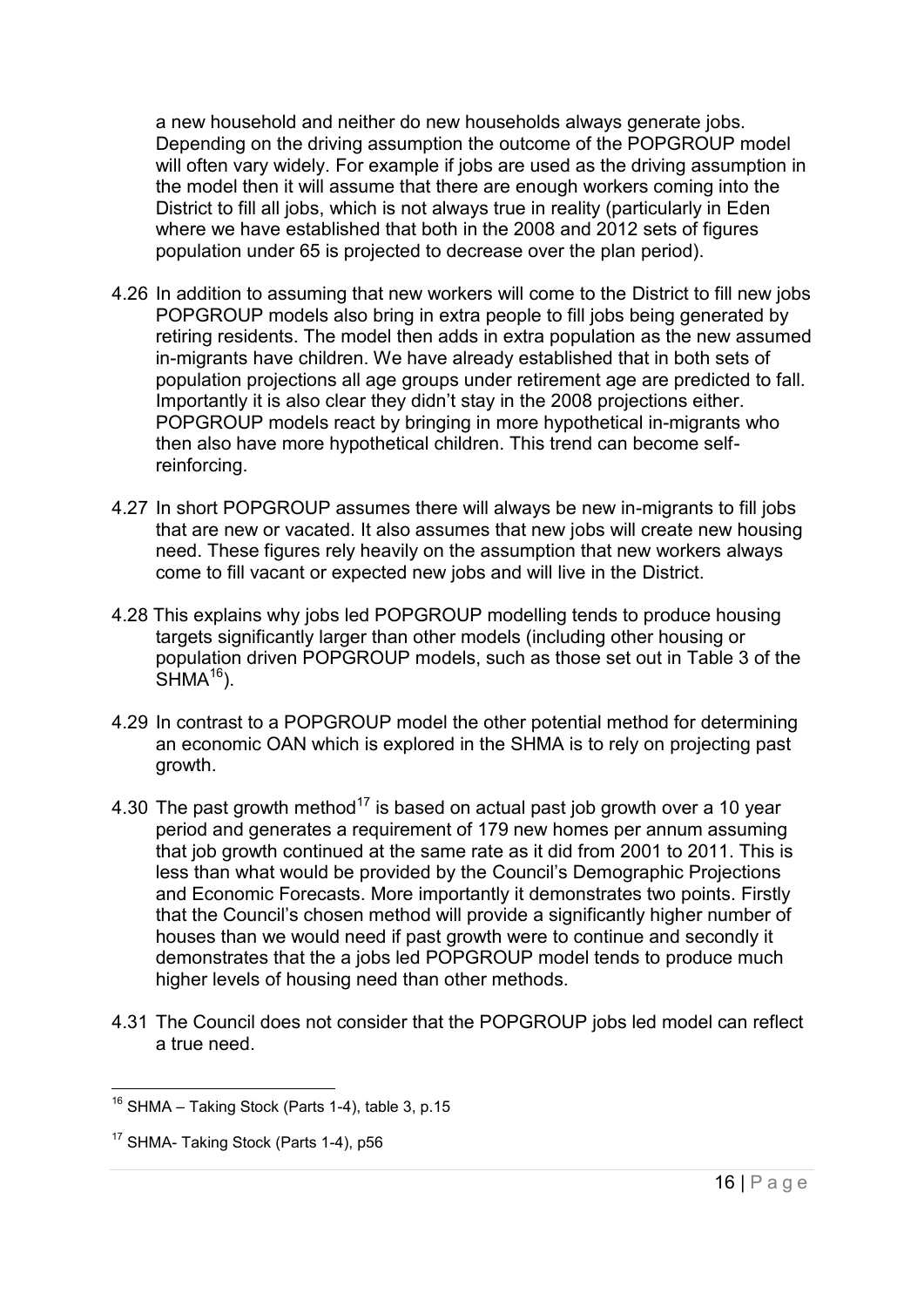a new household and neither do new households always generate jobs. Depending on the driving assumption the outcome of the POPGROUP model will often vary widely. For example if jobs are used as the driving assumption in the model then it will assume that there are enough workers coming into the District to fill all jobs, which is not always true in reality (particularly in Eden where we have established that both in the 2008 and 2012 sets of figures population under 65 is projected to decrease over the plan period).

4.26 In addition to assuming that new workers will come to the District to fill new jobs POPGROUP models also bring in extra people to fill jobs being generated by retiring residents. The model then adds in extra population as the new assumed in-migrants have children. We have already established that in both sets of population projections all age groups under retirement age are predicted to fall. Importantly it is also clear they didn't stay in the 2008 projections either. POPGROUP models react by bringing in more hypothetical in-migrants who then also have more hypothetical children. This trend can become self-reinforcing.

4.27 In short POPGROUP assumes there will always be new in-migrants to fill jobs that are new or vacated. It also assumes that new jobs will create new housing need. These figures rely heavily on the assumption that new workers always come to fill vacant or expected new jobs and will live in the District.

4.28 This explains why jobs led POPGROUP modelling tends to produce housing targets significantly larger than other models (including other housing or population driven POPGROUP models, such as those set out in Table 3 of the SHMA[16]).

4.29 In contrast to a POPGROUP model the other potential method for determining an economic OAN which is explored in the SHMA is to rely on projecting past growth.

4.30 The past growth method[17] is based on actual past job growth over a 10 year period and generates a requirement of 179 new homes per annum assuming that job growth continued at the same rate as it did from 2001 to 2011. This is less than what would be provided by the Council's Demographic Projections and Economic Forecasts. More importantly it demonstrates two points. Firstly that the Council's chosen method will provide a significantly higher number of houses than we would need if past growth were to continue and secondly it demonstrates that the a jobs led POPGROUP model tends to produce much higher levels of housing need than other methods.

4.31 The Council does not consider that the POPGROUP jobs led model can reflect a true need.

---

[16] SHMA – Taking Stock (Parts 1-4), table 3, p.15

[17] SHMA- Taking Stock (Parts 1-4), p56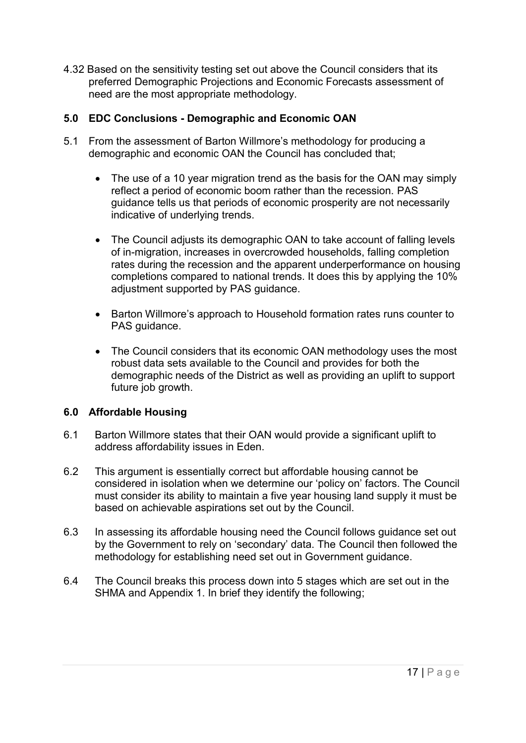4.32 Based on the sensitivity testing set out above the Council considers that its preferred Demographic Projections and Economic Forecasts assessment of need are the most appropriate methodology.

## 5.0 EDC Conclusions - Demographic and Economic OAN

5.1 From the assessment of Barton Willmore's methodology for producing a demographic and economic OAN the Council has concluded that;

- The use of a 10 year migration trend as the basis for the OAN may simply reflect a period of economic boom rather than the recession. PAS guidance tells us that periods of economic prosperity are not necessarily indicative of underlying trends.
- The Council adjusts its demographic OAN to take account of falling levels of in-migration, increases in overcrowded households, falling completion rates during the recession and the apparent underperformance on housing completions compared to national trends. It does this by applying the 10% adjustment supported by PAS guidance.
- Barton Willmore's approach to Household formation rates runs counter to PAS guidance.
- The Council considers that its economic OAN methodology uses the most robust data sets available to the Council and provides for both the demographic needs of the District as well as providing an uplift to support future job growth.

## 6.0 Affordable Housing

6.1 Barton Willmore states that their OAN would provide a significant uplift to address affordability issues in Eden.

6.2 This argument is essentially correct but affordable housing cannot be considered in isolation when we determine our 'policy on' factors. The Council must consider its ability to maintain a five year housing land supply it must be based on achievable aspirations set out by the Council.

6.3 In assessing its affordable housing need the Council follows guidance set out by the Government to rely on 'secondary' data. The Council then followed the methodology for establishing need set out in Government guidance.

6.4 The Council breaks this process down into 5 stages which are set out in the SHMA and Appendix 1. In brief they identify the following;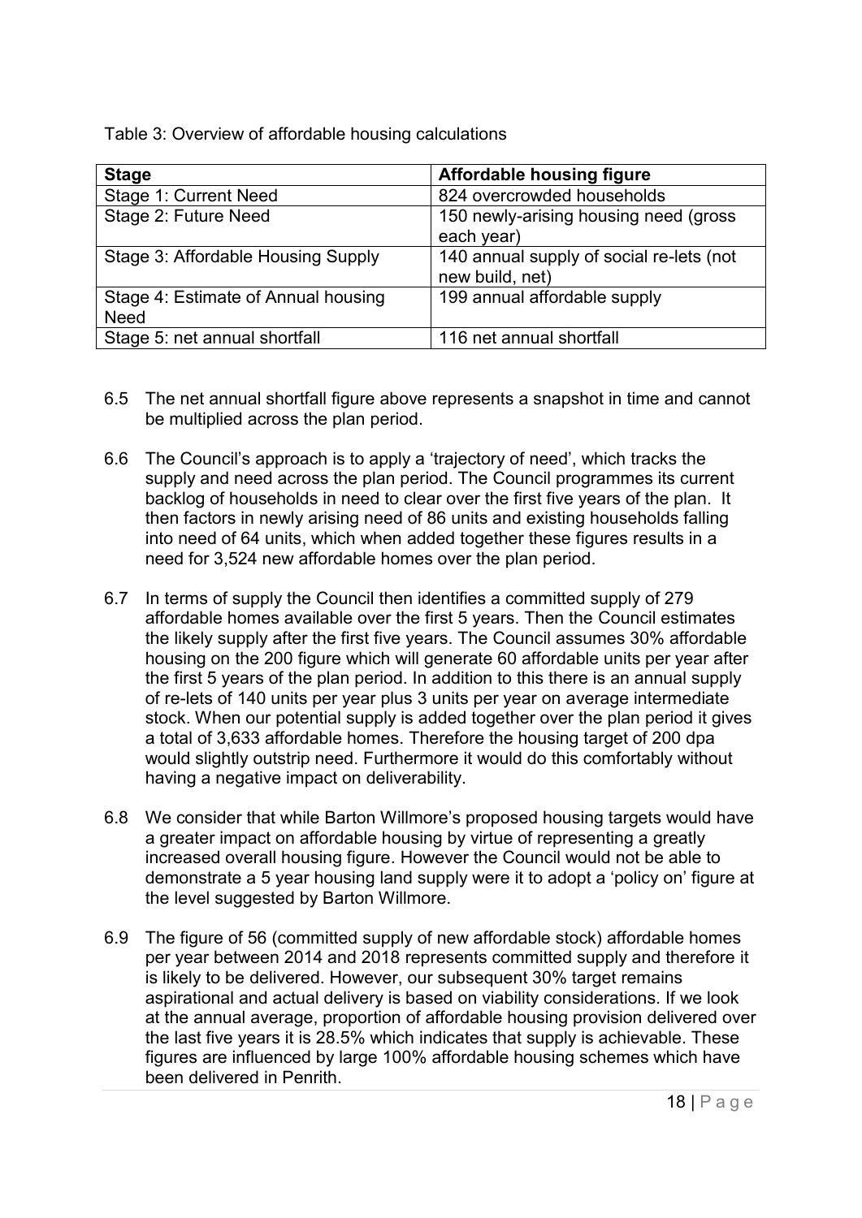Table 3: Overview of affordable housing calculations

| Stage | Affordable housing figure |
| --- | --- |
| Stage 1: Current Need | 824 overcrowded households |
| Stage 2: Future Need | 150 newly-arising housing need (gross each year) |
| Stage 3: Affordable Housing Supply | 140 annual supply of social re-lets (not new build, net) |
| Stage 4: Estimate of Annual housing Need | 199 annual affordable supply |
| Stage 5: net annual shortfall | 116 net annual shortfall |

6.5 The net annual shortfall figure above represents a snapshot in time and cannot be multiplied across the plan period.

6.6 The Council's approach is to apply a 'trajectory of need', which tracks the supply and need across the plan period. The Council programmes its current backlog of households in need to clear over the first five years of the plan. It then factors in newly arising need of 86 units and existing households falling into need of 64 units, which when added together these figures results in a need for 3,524 new affordable homes over the plan period.

6.7 In terms of supply the Council then identifies a committed supply of 279 affordable homes available over the first 5 years. Then the Council estimates the likely supply after the first five years. The Council assumes 30% affordable housing on the 200 figure which will generate 60 affordable units per year after the first 5 years of the plan period. In addition to this there is an annual supply of re-lets of 140 units per year plus 3 units per year on average intermediate stock. When our potential supply is added together over the plan period it gives a total of 3,633 affordable homes. Therefore the housing target of 200 dpa would slightly outstrip need. Furthermore it would do this comfortably without having a negative impact on deliverability.

6.8 We consider that while Barton Willmore's proposed housing targets would have a greater impact on affordable housing by virtue of representing a greatly increased overall housing figure. However the Council would not be able to demonstrate a 5 year housing land supply were it to adopt a 'policy on' figure at the level suggested by Barton Willmore.

6.9 The figure of 56 (committed supply of new affordable stock) affordable homes per year between 2014 and 2018 represents committed supply and therefore it is likely to be delivered. However, our subsequent 30% target remains aspirational and actual delivery is based on viability considerations. If we look at the annual average, proportion of affordable housing provision delivered over the last five years it is 28.5% which indicates that supply is achievable. These figures are influenced by large 100% affordable housing schemes which have been delivered in Penrith.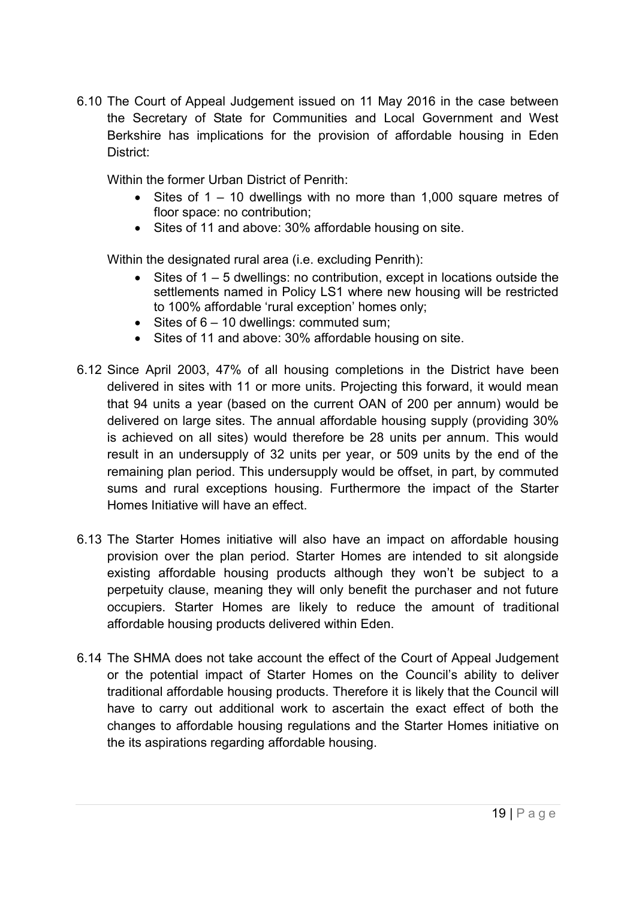6.10 The Court of Appeal Judgement issued on 11 May 2016 in the case between the Secretary of State for Communities and Local Government and West Berkshire has implications for the provision of affordable housing in Eden District:

Within the former Urban District of Penrith:

- Sites of 1 – 10 dwellings with no more than 1,000 square metres of floor space: no contribution;
- Sites of 11 and above: 30% affordable housing on site.

Within the designated rural area (i.e. excluding Penrith):

- Sites of 1 – 5 dwellings: no contribution, except in locations outside the settlements named in Policy LS1 where new housing will be restricted to 100% affordable 'rural exception' homes only;
- Sites of 6 – 10 dwellings: commuted sum;
- Sites of 11 and above: 30% affordable housing on site.

6.12 Since April 2003, 47% of all housing completions in the District have been delivered in sites with 11 or more units. Projecting this forward, it would mean that 94 units a year (based on the current OAN of 200 per annum) would be delivered on large sites. The annual affordable housing supply (providing 30% is achieved on all sites) would therefore be 28 units per annum. This would result in an undersupply of 32 units per year, or 509 units by the end of the remaining plan period. This undersupply would be offset, in part, by commuted sums and rural exceptions housing. Furthermore the impact of the Starter Homes Initiative will have an effect.

6.13 The Starter Homes initiative will also have an impact on affordable housing provision over the plan period. Starter Homes are intended to sit alongside existing affordable housing products although they won't be subject to a perpetuity clause, meaning they will only benefit the purchaser and not future occupiers. Starter Homes are likely to reduce the amount of traditional affordable housing products delivered within Eden.

6.14 The SHMA does not take account the effect of the Court of Appeal Judgement or the potential impact of Starter Homes on the Council's ability to deliver traditional affordable housing products. Therefore it is likely that the Council will have to carry out additional work to ascertain the exact effect of both the changes to affordable housing regulations and the Starter Homes initiative on the its aspirations regarding affordable housing.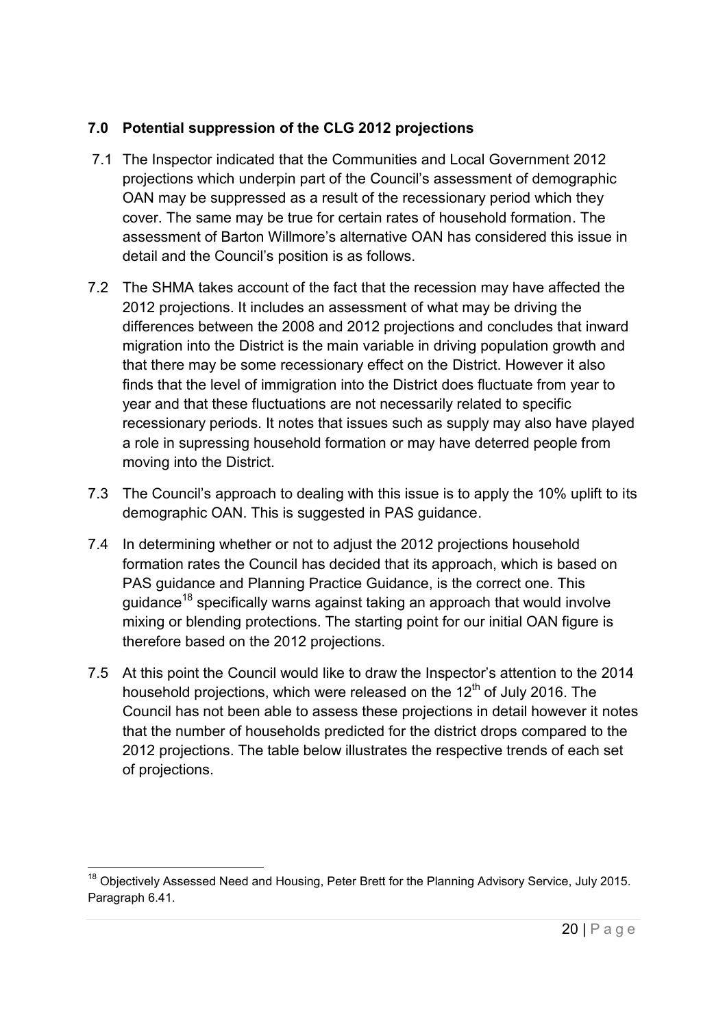## 7.0 Potential suppression of the CLG 2012 projections

7.1 The Inspector indicated that the Communities and Local Government 2012 projections which underpin part of the Council's assessment of demographic OAN may be suppressed as a result of the recessionary period which they cover. The same may be true for certain rates of household formation. The assessment of Barton Willmore's alternative OAN has considered this issue in detail and the Council's position is as follows.

7.2 The SHMA takes account of the fact that the recession may have affected the 2012 projections. It includes an assessment of what may be driving the differences between the 2008 and 2012 projections and concludes that inward migration into the District is the main variable in driving population growth and that there may be some recessionary effect on the District. However it also finds that the level of immigration into the District does fluctuate from year to year and that these fluctuations are not necessarily related to specific recessionary periods. It notes that issues such as supply may also have played a role in supressing household formation or may have deterred people from moving into the District.

7.3 The Council's approach to dealing with this issue is to apply the 10% uplift to its demographic OAN. This is suggested in PAS guidance.

7.4 In determining whether or not to adjust the 2012 projections household formation rates the Council has decided that its approach, which is based on PAS guidance and Planning Practice Guidance, is the correct one. This guidance[18] specifically warns against taking an approach that would involve mixing or blending protections. The starting point for our initial OAN figure is therefore based on the 2012 projections.

7.5 At this point the Council would like to draw the Inspector's attention to the 2014 household projections, which were released on the 12th of July 2016. The Council has not been able to assess these projections in detail however it notes that the number of households predicted for the district drops compared to the 2012 projections. The table below illustrates the respective trends of each set of projections.

[18] Objectively Assessed Need and Housing, Peter Brett for the Planning Advisory Service, July 2015. Paragraph 6.41.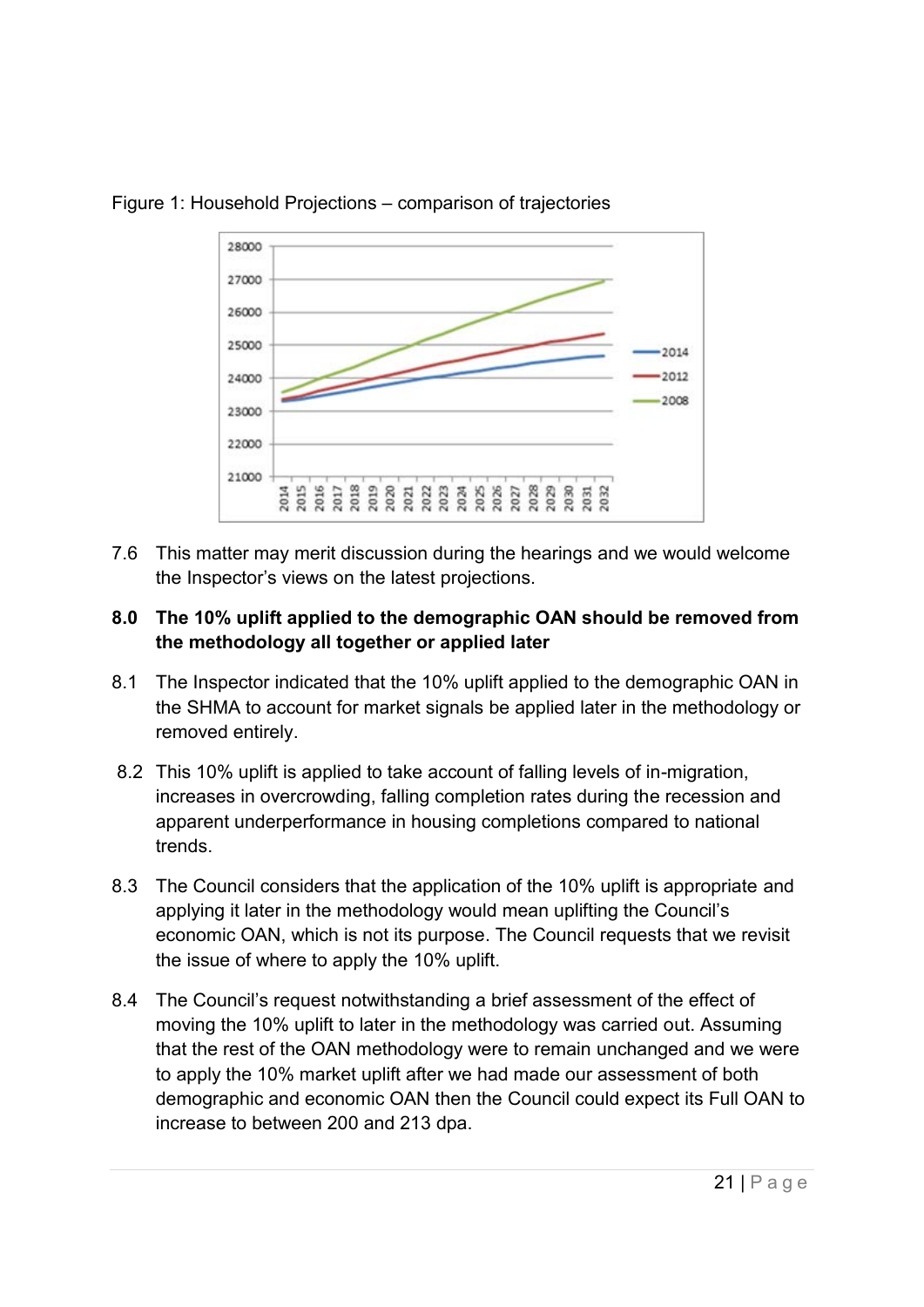Figure 1: Household Projections – comparison of trajectories

7.6 This matter may merit discussion during the hearings and we would welcome the Inspector's views on the latest projections.

## 8.0 The 10% uplift applied to the demographic OAN should be removed from the methodology all together or applied later

8.1 The Inspector indicated that the 10% uplift applied to the demographic OAN in the SHMA to account for market signals be applied later in the methodology or removed entirely.

8.2 This 10% uplift is applied to take account of falling levels of in-migration, increases in overcrowding, falling completion rates during the recession and apparent underperformance in housing completions compared to national trends.

8.3 The Council considers that the application of the 10% uplift is appropriate and applying it later in the methodology would mean uplifting the Council's economic OAN, which is not its purpose. The Council requests that we revisit the issue of where to apply the 10% uplift.

8.4 The Council's request notwithstanding a brief assessment of the effect of moving the 10% uplift to later in the methodology was carried out. Assuming that the rest of the OAN methodology were to remain unchanged and we were to apply the 10% market uplift after we had made our assessment of both demographic and economic OAN then the Council could expect its Full OAN to increase to between 200 and 213 dpa.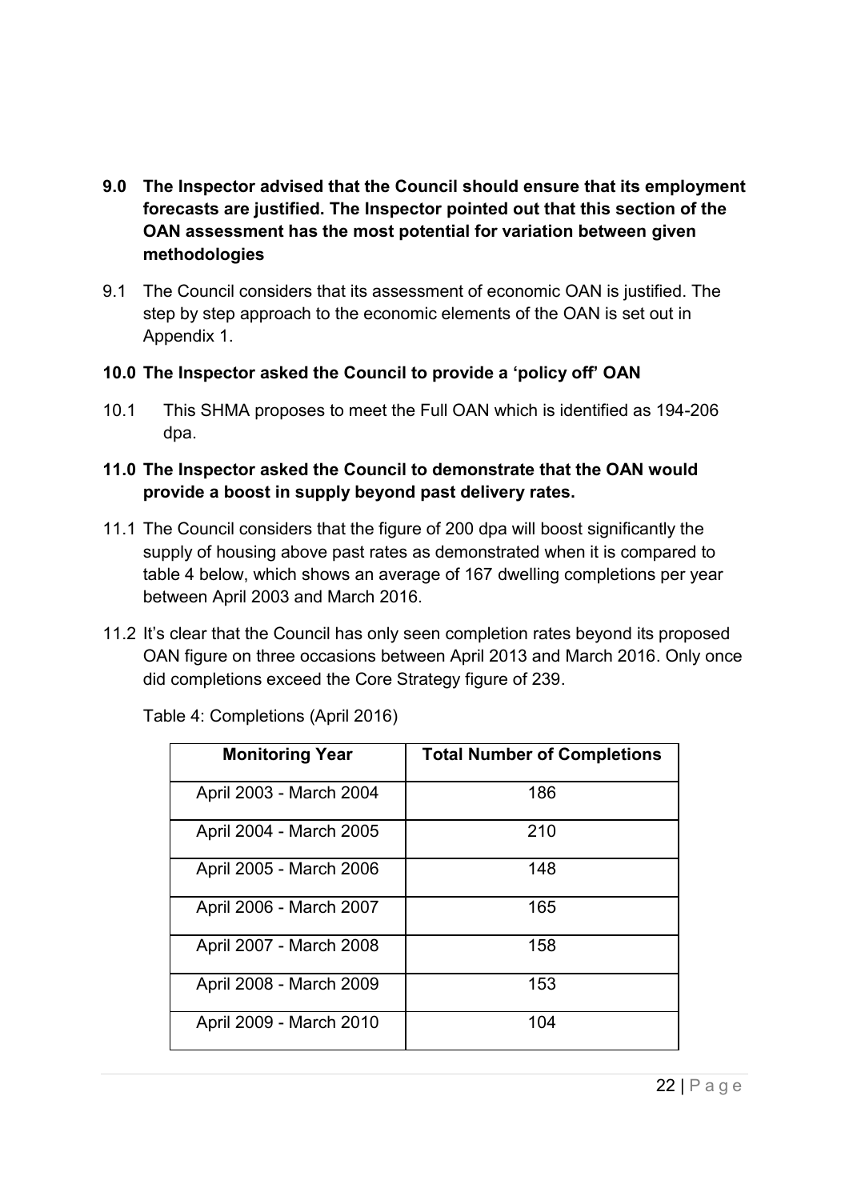**9.0 The Inspector advised that the Council should ensure that its employment forecasts are justified. The Inspector pointed out that this section of the OAN assessment has the most potential for variation between given methodologies**

9.1 The Council considers that its assessment of economic OAN is justified. The step by step approach to the economic elements of the OAN is set out in Appendix 1.

**10.0 The Inspector asked the Council to provide a 'policy off' OAN**

10.1 This SHMA proposes to meet the Full OAN which is identified as 194-206 dpa.

**11.0 The Inspector asked the Council to demonstrate that the OAN would provide a boost in supply beyond past delivery rates.**

11.1 The Council considers that the figure of 200 dpa will boost significantly the supply of housing above past rates as demonstrated when it is compared to table 4 below, which shows an average of 167 dwelling completions per year between April 2003 and March 2016.

11.2 It's clear that the Council has only seen completion rates beyond its proposed OAN figure on three occasions between April 2013 and March 2016. Only once did completions exceed the Core Strategy figure of 239.

Table 4: Completions (April 2016)

| Monitoring Year | Total Number of Completions |
|---|---|
| April 2003 - March 2004 | 186 |
| April 2004 - March 2005 | 210 |
| April 2005 - March 2006 | 148 |
| April 2006 - March 2007 | 165 |
| April 2007 - March 2008 | 158 |
| April 2008 - March 2009 | 153 |
| April 2009 - March 2010 | 104 |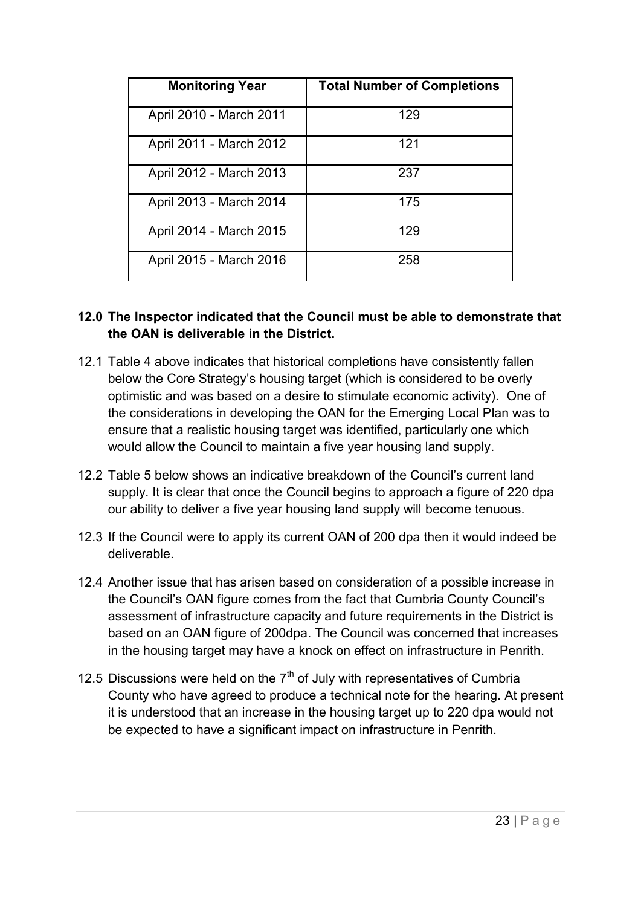| Monitoring Year | Total Number of Completions |
| --- | --- |
| April 2010 - March 2011 | 129 |
| April 2011 - March 2012 | 121 |
| April 2012 - March 2013 | 237 |
| April 2013 - March 2014 | 175 |
| April 2014 - March 2015 | 129 |
| April 2015 - March 2016 | 258 |

**12.0 The Inspector indicated that the Council must be able to demonstrate that the OAN is deliverable in the District.**

12.1 Table 4 above indicates that historical completions have consistently fallen below the Core Strategy's housing target (which is considered to be overly optimistic and was based on a desire to stimulate economic activity). One of the considerations in developing the OAN for the Emerging Local Plan was to ensure that a realistic housing target was identified, particularly one which would allow the Council to maintain a five year housing land supply.

12.2 Table 5 below shows an indicative breakdown of the Council's current land supply. It is clear that once the Council begins to approach a figure of 220 dpa our ability to deliver a five year housing land supply will become tenuous.

12.3 If the Council were to apply its current OAN of 200 dpa then it would indeed be deliverable.

12.4 Another issue that has arisen based on consideration of a possible increase in the Council's OAN figure comes from the fact that Cumbria County Council's assessment of infrastructure capacity and future requirements in the District is based on an OAN figure of 200dpa. The Council was concerned that increases in the housing target may have a knock on effect on infrastructure in Penrith.

12.5 Discussions were held on the 7th of July with representatives of Cumbria County who have agreed to produce a technical note for the hearing. At present it is understood that an increase in the housing target up to 220 dpa would not be expected to have a significant impact on infrastructure in Penrith.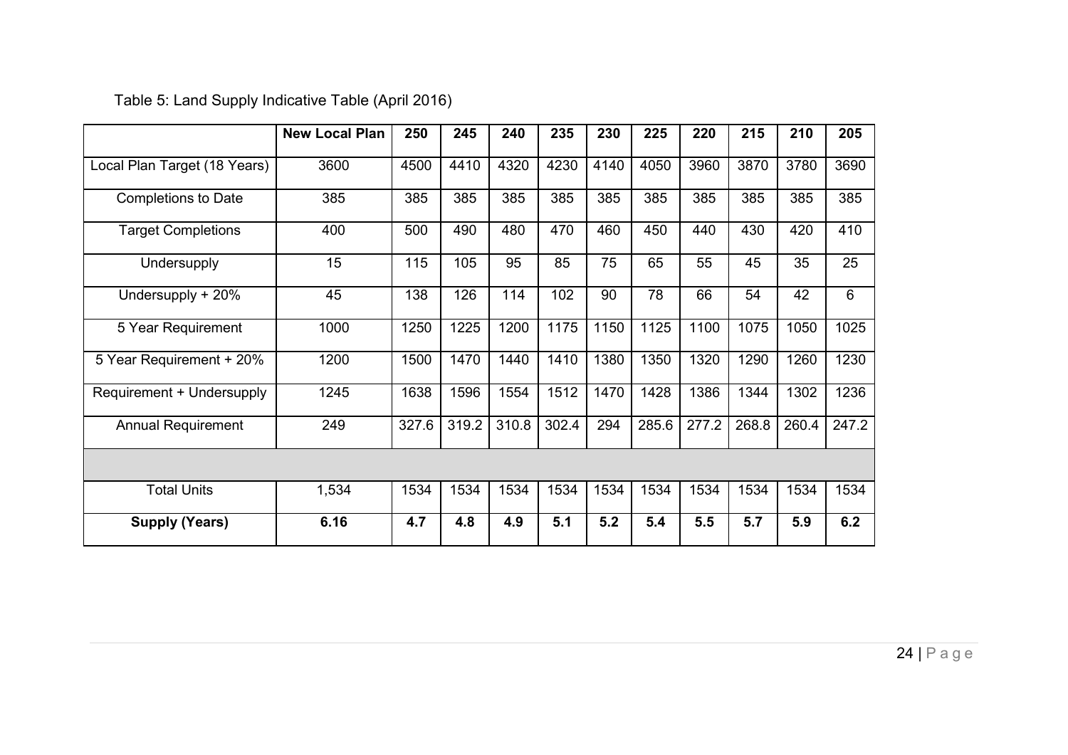Table 5: Land Supply Indicative Table (April 2016)

| | New Local Plan | 250 | 245 | 240 | 235 | 230 | 225 | 220 | 215 | 210 | 205 |
|---|---|---|---|---|---|---|---|---|---|---|---|
| Local Plan Target (18 Years) | 3600 | 4500 | 4410 | 4320 | 4230 | 4140 | 4050 | 3960 | 3870 | 3780 | 3690 |
| Completions to Date | 385 | 385 | 385 | 385 | 385 | 385 | 385 | 385 | 385 | 385 | 385 |
| Target Completions | 400 | 500 | 490 | 480 | 470 | 460 | 450 | 440 | 430 | 420 | 410 |
| Undersupply | 15 | 115 | 105 | 95 | 85 | 75 | 65 | 55 | 45 | 35 | 25 |
| Undersupply + 20% | 45 | 138 | 126 | 114 | 102 | 90 | 78 | 66 | 54 | 42 | 6 |
| 5 Year Requirement | 1000 | 1250 | 1225 | 1200 | 1175 | 1150 | 1125 | 1100 | 1075 | 1050 | 1025 |
| 5 Year Requirement + 20% | 1200 | 1500 | 1470 | 1440 | 1410 | 1380 | 1350 | 1320 | 1290 | 1260 | 1230 |
| Requirement + Undersupply | 1245 | 1638 | 1596 | 1554 | 1512 | 1470 | 1428 | 1386 | 1344 | 1302 | 1236 |
| Annual Requirement | 249 | 327.6 | 319.2 | 310.8 | 302.4 | 294 | 285.6 | 277.2 | 268.8 | 260.4 | 247.2 |
| | | | | | | | | | | | |
| Total Units | 1,534 | 1534 | 1534 | 1534 | 1534 | 1534 | 1534 | 1534 | 1534 | 1534 | 1534 |
| **Supply (Years)** | **6.16** | **4.7** | **4.8** | **4.9** | **5.1** | **5.2** | **5.4** | **5.5** | **5.7** | **5.9** | **6.2** |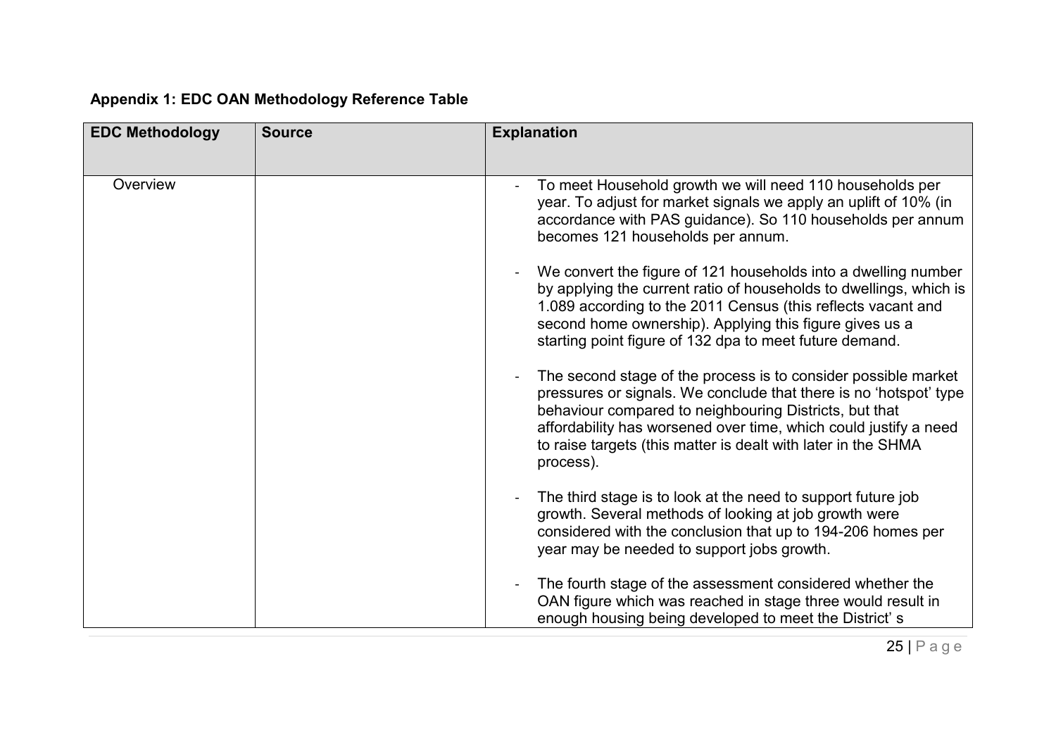**Appendix 1: EDC OAN Methodology Reference Table**

| EDC Methodology | Source | Explanation |
|---|---|---|
| Overview | | - To meet Household growth we will need 110 households per year. To adjust for market signals we apply an uplift of 10% (in accordance with PAS guidance). So 110 households per annum becomes 121 households per annum.<br><br>- We convert the figure of 121 households into a dwelling number by applying the current ratio of households to dwellings, which is 1.089 according to the 2011 Census (this reflects vacant and second home ownership). Applying this figure gives us a starting point figure of 132 dpa to meet future demand.<br><br>- The second stage of the process is to consider possible market pressures or signals. We conclude that there is no 'hotspot' type behaviour compared to neighbouring Districts, but that affordability has worsened over time, which could justify a need to raise targets (this matter is dealt with later in the SHMA process).<br><br>- The third stage is to look at the need to support future job growth. Several methods of looking at job growth were considered with the conclusion that up to 194-206 homes per year may be needed to support jobs growth.<br><br>- The fourth stage of the assessment considered whether the OAN figure which was reached in stage three would result in enough housing being developed to meet the District' s |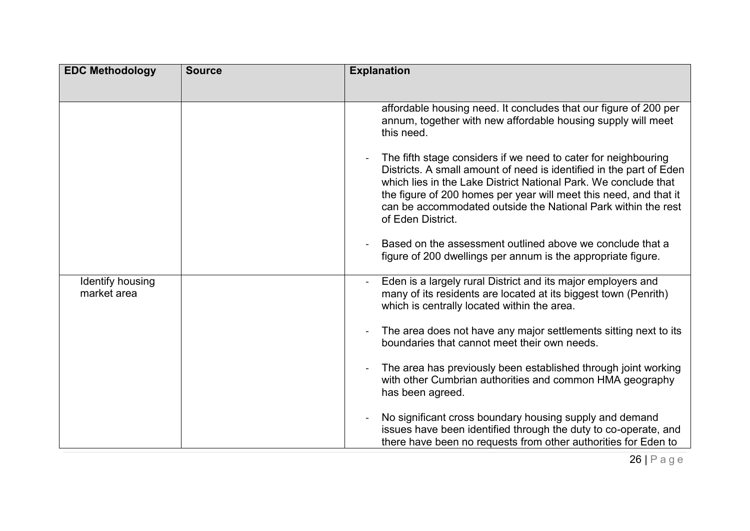| EDC Methodology | Source | Explanation |
| --- | --- | --- |
| | | affordable housing need. It concludes that our figure of 200 per annum, together with new affordable housing supply will meet this need.<br><br>- The fifth stage considers if we need to cater for neighbouring Districts. A small amount of need is identified in the part of Eden which lies in the Lake District National Park. We conclude that the figure of 200 homes per year will meet this need, and that it can be accommodated outside the National Park within the rest of Eden District.<br><br>- Based on the assessment outlined above we conclude that a figure of 200 dwellings per annum is the appropriate figure. |
| Identify housing market area | | - Eden is a largely rural District and its major employers and many of its residents are located at its biggest town (Penrith) which is centrally located within the area.<br><br>- The area does not have any major settlements sitting next to its boundaries that cannot meet their own needs.<br><br>- The area has previously been established through joint working with other Cumbrian authorities and common HMA geography has been agreed.<br><br>- No significant cross boundary housing supply and demand issues have been identified through the duty to co-operate, and there have been no requests from other authorities for Eden to |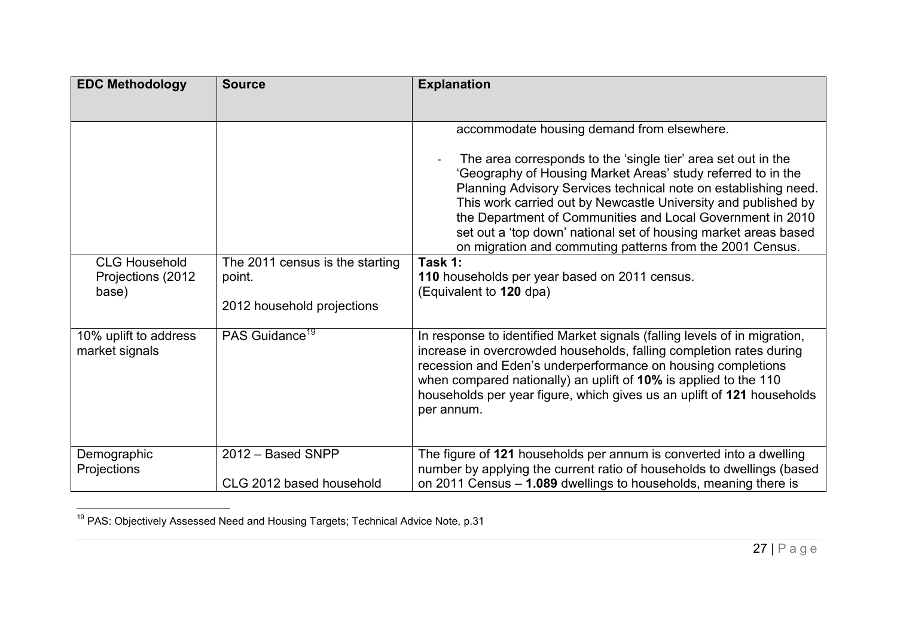| EDC Methodology | Source | Explanation |
|---|---|---|
| | | accommodate housing demand from elsewhere.<br><br>- The area corresponds to the 'single tier' area set out in the 'Geography of Housing Market Areas' study referred to in the Planning Advisory Services technical note on establishing need. This work carried out by Newcastle University and published by the Department of Communities and Local Government in 2010 set out a 'top down' national set of housing market areas based on migration and commuting patterns from the 2001 Census. |
| CLG Household Projections (2012 base) | The 2011 census is the starting point.<br><br>2012 household projections | **Task 1:**<br>**110** households per year based on 2011 census.<br>(Equivalent to **120** dpa) |
| 10% uplift to address market signals | PAS Guidance[19] | In response to identified Market signals (falling levels of in migration, increase in overcrowded households, falling completion rates during recession and Eden's underperformance on housing completions when compared nationally) an uplift of **10%** is applied to the 110 households per year figure, which gives us an uplift of **121** households per annum. |
| Demographic Projections | 2012 – Based SNPP<br><br>CLG 2012 based household | The figure of **121** households per annum is converted into a dwelling number by applying the current ratio of households to dwellings (based on 2011 Census – **1.089** dwellings to households, meaning there is |

[19] PAS: Objectively Assessed Need and Housing Targets; Technical Advice Note, p.31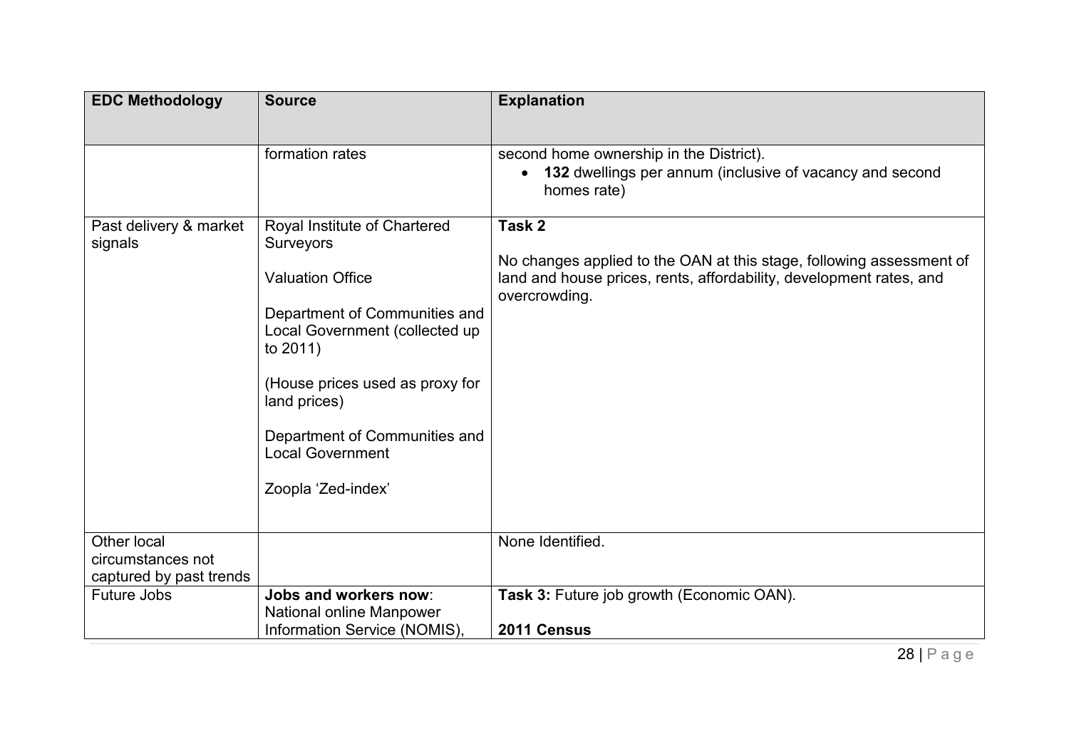| EDC Methodology | Source | Explanation |
|---|---|---|
| | formation rates | second home ownership in the District).<br>• **132** dwellings per annum (inclusive of vacancy and second homes rate) |
| Past delivery & market signals | Royal Institute of Chartered Surveyors<br><br>Valuation Office<br><br>Department of Communities and Local Government (collected up to 2011)<br><br>(House prices used as proxy for land prices)<br><br>Department of Communities and Local Government<br><br>Zoopla 'Zed-index' | **Task 2**<br><br>No changes applied to the OAN at this stage, following assessment of land and house prices, rents, affordability, development rates, and overcrowding. |
| Other local circumstances not captured by past trends | | None Identified. |
| Future Jobs | **Jobs and workers now**: National online Manpower Information Service (NOMIS), | **Task 3:** Future job growth (Economic OAN).<br><br>**2011 Census** |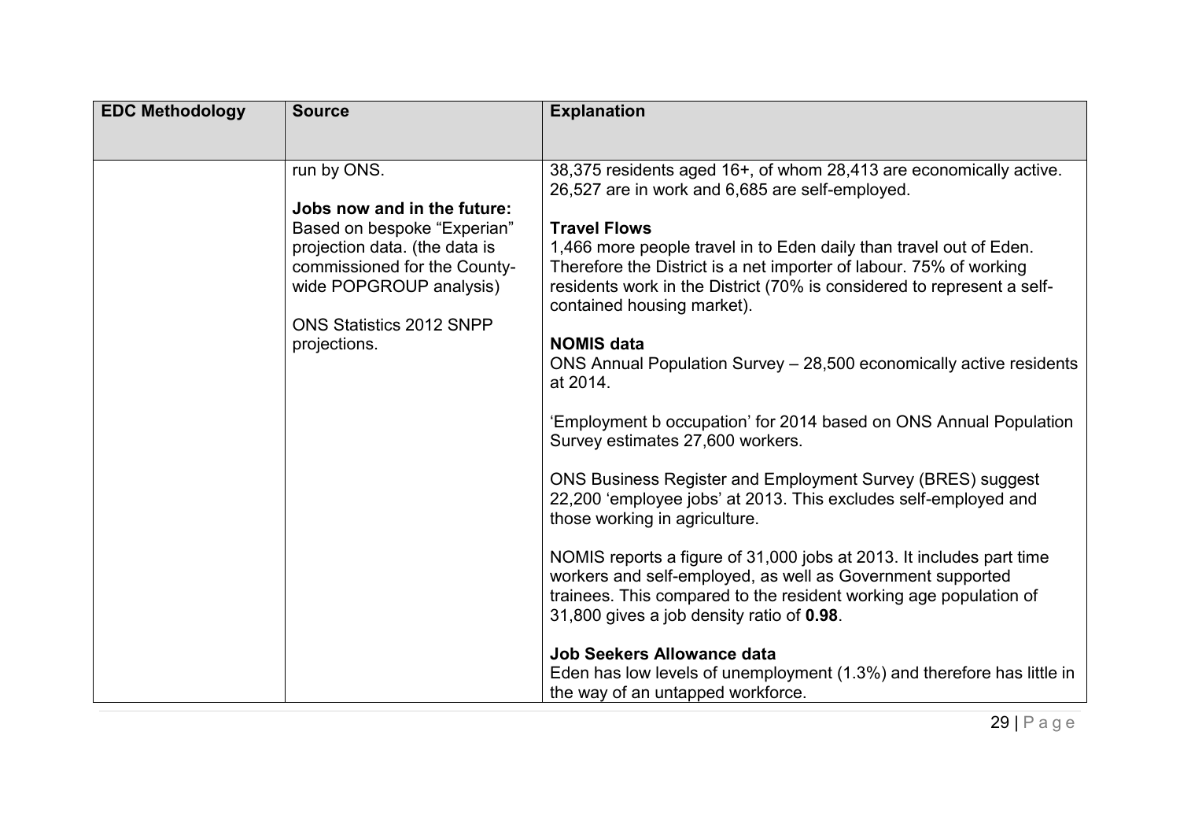| EDC Methodology | Source | Explanation |
|---|---|---|
| | run by ONS.<br><br>**Jobs now and in the future:** Based on bespoke "Experian" projection data. (the data is commissioned for the County-wide POPGROUP analysis)<br><br>ONS Statistics 2012 SNPP projections. | 38,375 residents aged 16+, of whom 28,413 are economically active. 26,527 are in work and 6,685 are self-employed.<br><br>**Travel Flows**<br>1,466 more people travel in to Eden daily than travel out of Eden. Therefore the District is a net importer of labour. 75% of working residents work in the District (70% is considered to represent a self-contained housing market).<br><br>**NOMIS data**<br>ONS Annual Population Survey – 28,500 economically active residents at 2014.<br><br>'Employment b occupation' for 2014 based on ONS Annual Population Survey estimates 27,600 workers.<br><br>ONS Business Register and Employment Survey (BRES) suggest 22,200 'employee jobs' at 2013. This excludes self-employed and those working in agriculture.<br><br>NOMIS reports a figure of 31,000 jobs at 2013. It includes part time workers and self-employed, as well as Government supported trainees. This compared to the resident working age population of 31,800 gives a job density ratio of **0.98**.<br><br>**Job Seekers Allowance data**<br>Eden has low levels of unemployment (1.3%) and therefore has little in the way of an untapped workforce. |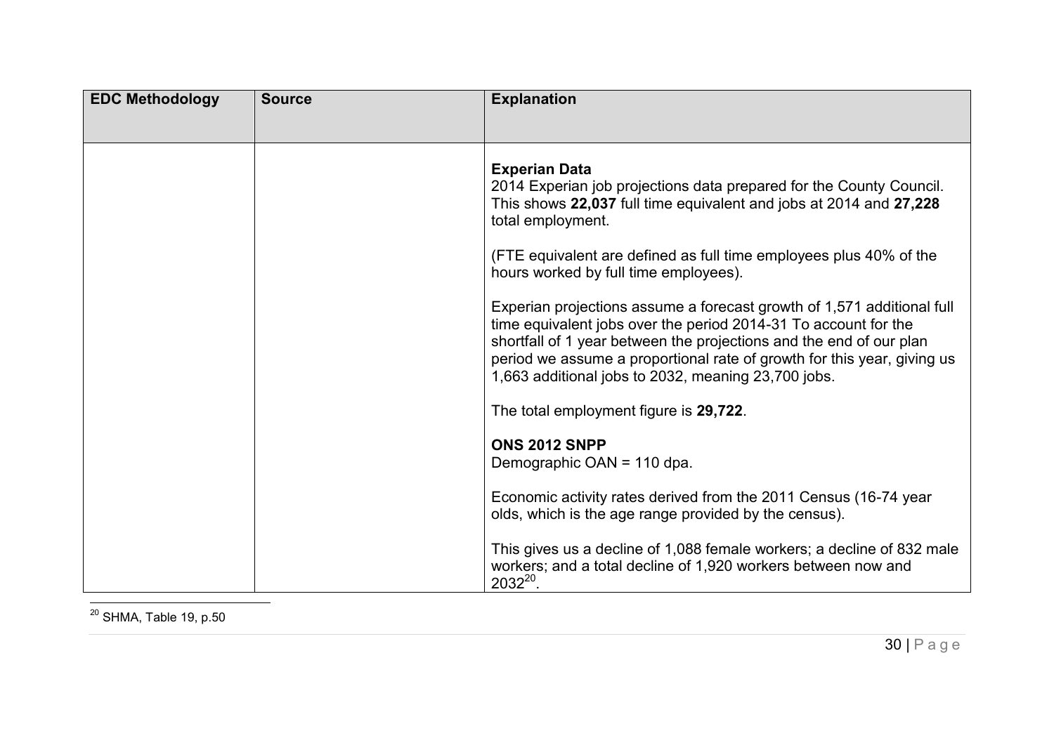| EDC Methodology | Source | Explanation |
|---|---|---|
| | | **Experian Data**<br>2014 Experian job projections data prepared for the County Council. This shows **22,037** full time equivalent and jobs at 2014 and **27,228** total employment.<br><br>(FTE equivalent are defined as full time employees plus 40% of the hours worked by full time employees).<br><br>Experian projections assume a forecast growth of 1,571 additional full time equivalent jobs over the period 2014-31 To account for the shortfall of 1 year between the projections and the end of our plan period we assume a proportional rate of growth for this year, giving us 1,663 additional jobs to 2032, meaning 23,700 jobs.<br><br>The total employment figure is **29,722**.<br><br>**ONS 2012 SNPP**<br>Demographic OAN = 110 dpa.<br><br>Economic activity rates derived from the 2011 Census (16-74 year olds, which is the age range provided by the census).<br><br>This gives us a decline of 1,088 female workers; a decline of 832 male workers; and a total decline of 1,920 workers between now and 2032[20]. |

[20] SHMA, Table 19, p.50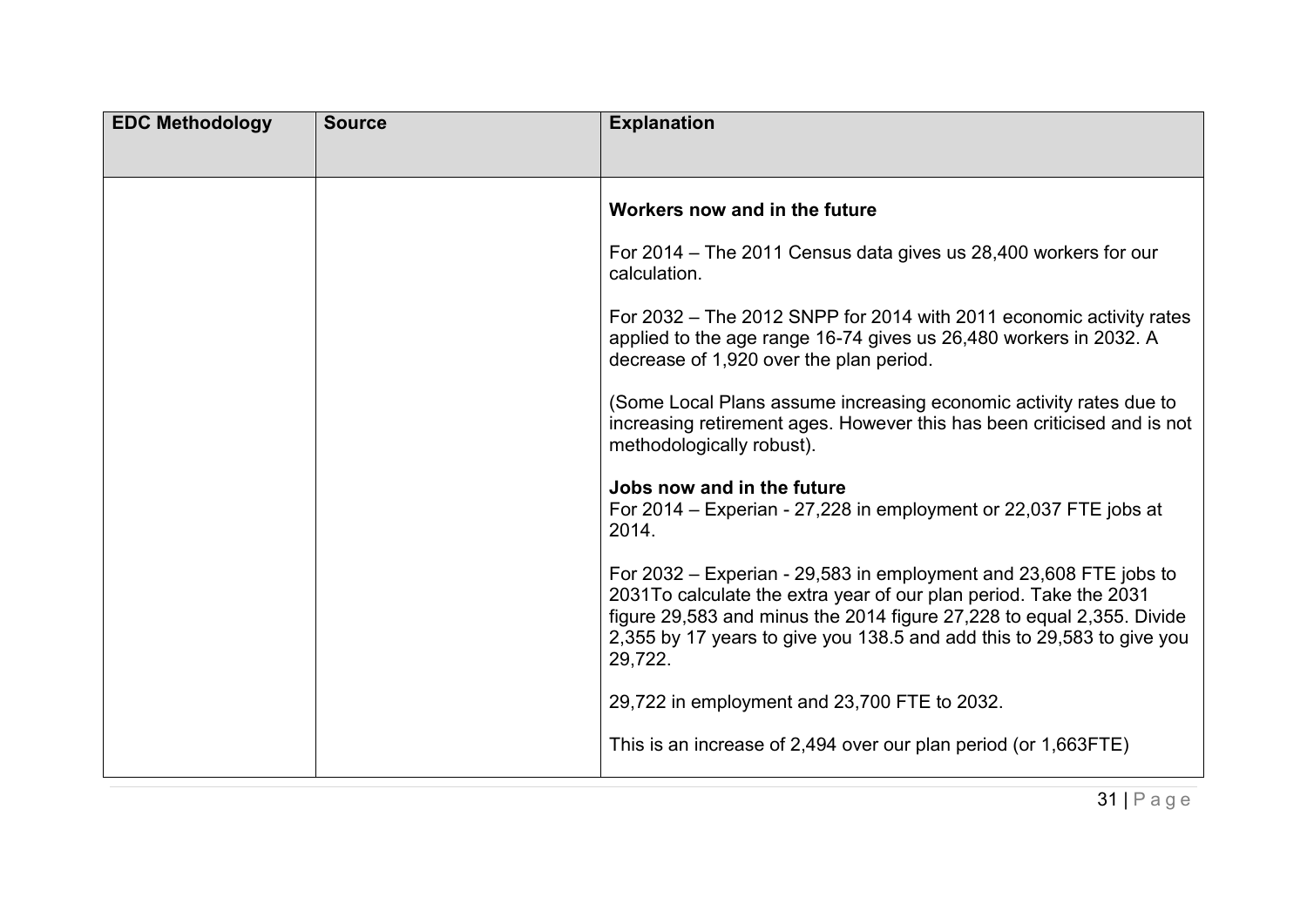| EDC Methodology | Source | Explanation |
|---|---|---|
| | | **Workers now and in the future**<br><br>For 2014 – The 2011 Census data gives us 28,400 workers for our calculation.<br><br>For 2032 – The 2012 SNPP for 2014 with 2011 economic activity rates applied to the age range 16-74 gives us 26,480 workers in 2032. A decrease of 1,920 over the plan period.<br><br>(Some Local Plans assume increasing economic activity rates due to increasing retirement ages. However this has been criticised and is not methodologically robust).<br><br>**Jobs now and in the future**<br>For 2014 – Experian - 27,228 in employment or 22,037 FTE jobs at 2014.<br><br>For 2032 – Experian - 29,583 in employment and 23,608 FTE jobs to 2031To calculate the extra year of our plan period. Take the 2031 figure 29,583 and minus the 2014 figure 27,228 to equal 2,355. Divide 2,355 by 17 years to give you 138.5 and add this to 29,583 to give you 29,722.<br><br>29,722 in employment and 23,700 FTE to 2032.<br><br>This is an increase of 2,494 over our plan period (or 1,663FTE) |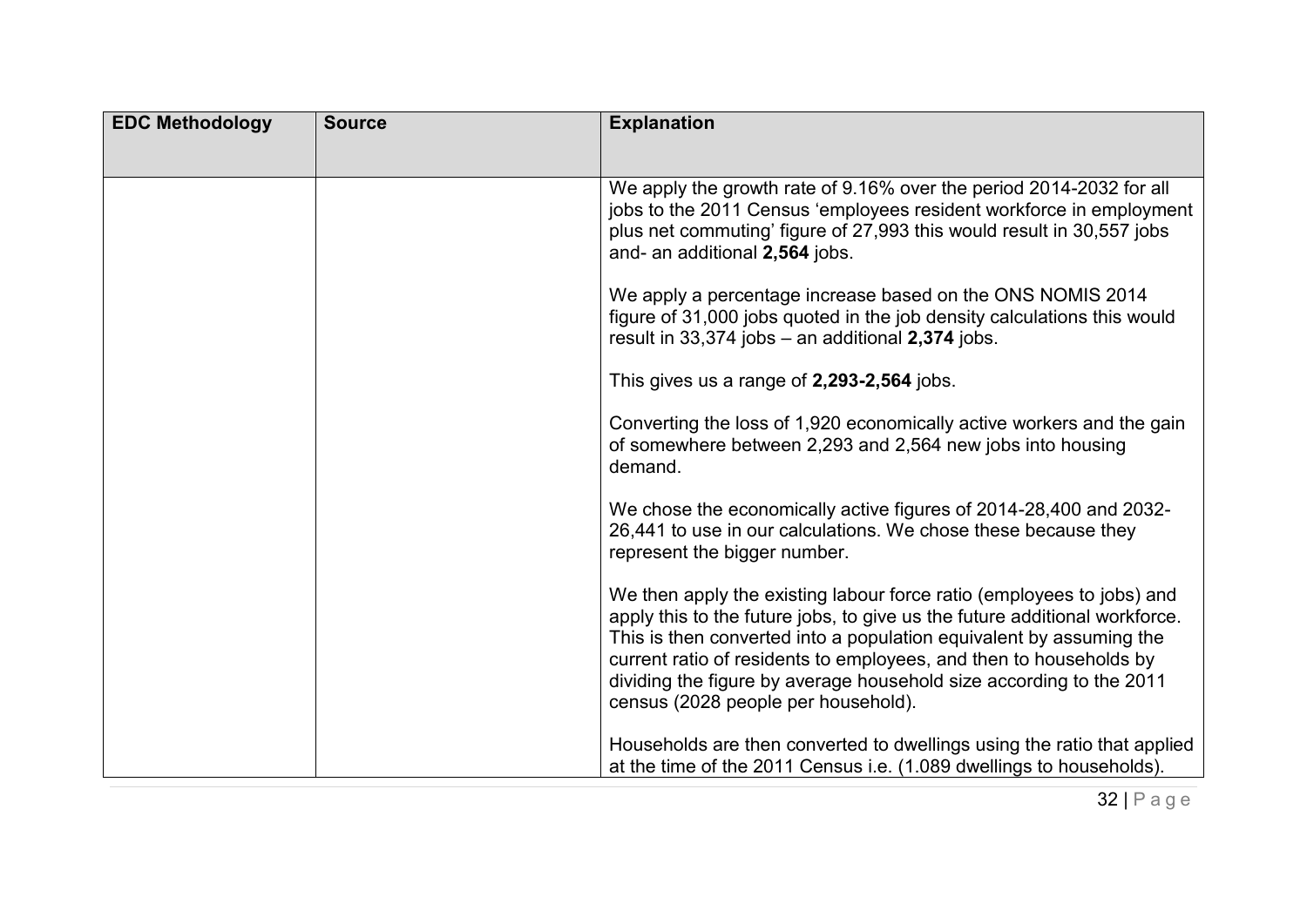| EDC Methodology | Source | Explanation |
|---|---|---|
| | | We apply the growth rate of 9.16% over the period 2014-2032 for all jobs to the 2011 Census 'employees resident workforce in employment plus net commuting' figure of 27,993 this would result in 30,557 jobs and- an additional **2,564** jobs.<br><br>We apply a percentage increase based on the ONS NOMIS 2014 figure of 31,000 jobs quoted in the job density calculations this would result in 33,374 jobs – an additional **2,374** jobs.<br><br>This gives us a range of **2,293-2,564** jobs.<br><br>Converting the loss of 1,920 economically active workers and the gain of somewhere between 2,293 and 2,564 new jobs into housing demand.<br><br>We chose the economically active figures of 2014-28,400 and 2032-26,441 to use in our calculations. We chose these because they represent the bigger number.<br><br>We then apply the existing labour force ratio (employees to jobs) and apply this to the future jobs, to give us the future additional workforce. This is then converted into a population equivalent by assuming the current ratio of residents to employees, and then to households by dividing the figure by average household size according to the 2011 census (2028 people per household).<br><br>Households are then converted to dwellings using the ratio that applied at the time of the 2011 Census i.e. (1.089 dwellings to households). |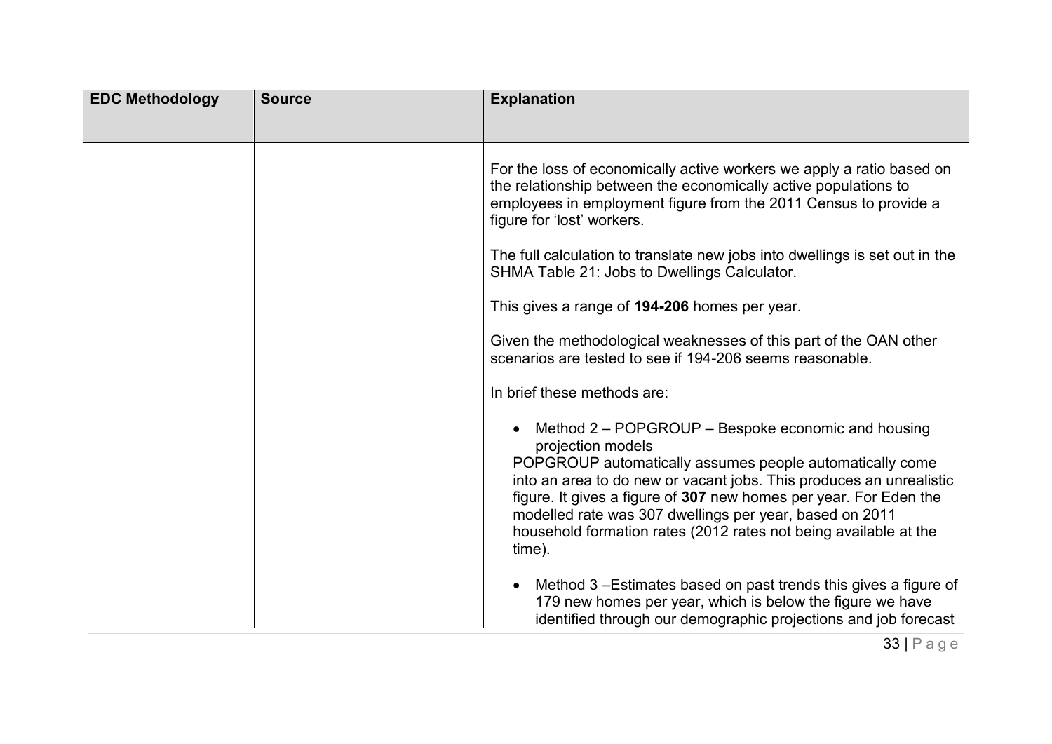| EDC Methodology | Source | Explanation |
|---|---|---|
| | | For the loss of economically active workers we apply a ratio based on the relationship between the economically active populations to employees in employment figure from the 2011 Census to provide a figure for 'lost' workers.<br><br>The full calculation to translate new jobs into dwellings is set out in the SHMA Table 21: Jobs to Dwellings Calculator.<br><br>This gives a range of **194-206** homes per year.<br><br>Given the methodological weaknesses of this part of the OAN other scenarios are tested to see if 194-206 seems reasonable.<br><br>In brief these methods are:<br><br>• Method 2 – POPGROUP – Bespoke economic and housing projection models<br>POPGROUP automatically assumes people automatically come into an area to do new or vacant jobs. This produces an unrealistic figure. It gives a figure of **307** new homes per year. For Eden the modelled rate was 307 dwellings per year, based on 2011 household formation rates (2012 rates not being available at the time).<br><br>• Method 3 –Estimates based on past trends this gives a figure of 179 new homes per year, which is below the figure we have identified through our demographic projections and job forecast |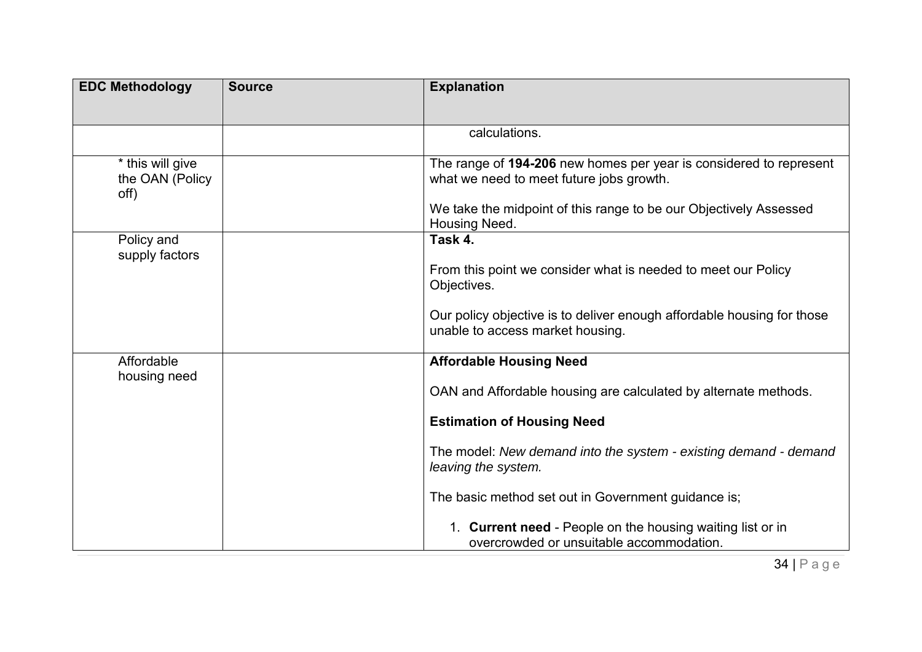| EDC Methodology | Source | Explanation |
|---|---|---|
| | | calculations. |
| * this will give the OAN (Policy off) | | The range of **194-206** new homes per year is considered to represent what we need to meet future jobs growth.<br><br>We take the midpoint of this range to be our Objectively Assessed Housing Need. |
| Policy and supply factors | | **Task 4.**<br><br>From this point we consider what is needed to meet our Policy Objectives.<br><br>Our policy objective is to deliver enough affordable housing for those unable to access market housing. |
| Affordable housing need | | **Affordable Housing Need**<br><br>OAN and Affordable housing are calculated by alternate methods.<br><br>**Estimation of Housing Need**<br><br>The model: *New demand into the system - existing demand - demand leaving the system.*<br><br>The basic method set out in Government guidance is;<br><br>1. **Current need** - People on the housing waiting list or in overcrowded or unsuitable accommodation. |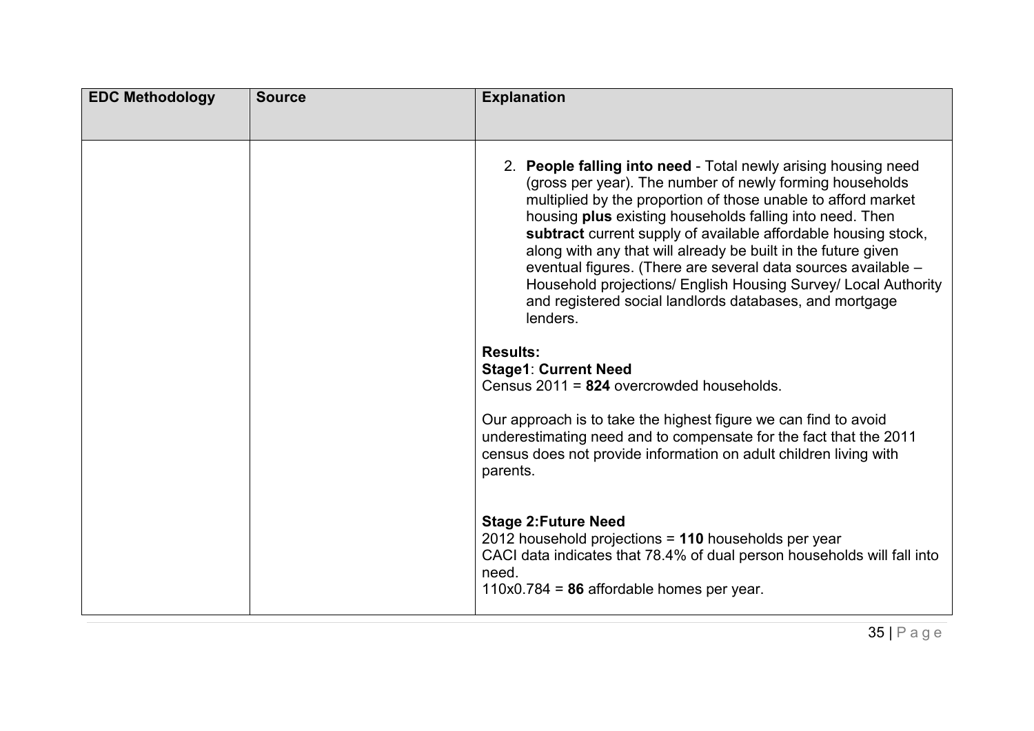| EDC Methodology | Source | Explanation |
|---|---|---|
| | | 2. **People falling into need** - Total newly arising housing need (gross per year). The number of newly forming households multiplied by the proportion of those unable to afford market housing **plus** existing households falling into need. Then **subtract** current supply of available affordable housing stock, along with any that will already be built in the future given eventual figures. (There are several data sources available – Household projections/ English Housing Survey/ Local Authority and registered social landlords databases, and mortgage lenders.<br><br>**Results:**<br>**Stage1**: **Current Need**<br>Census 2011 = **824** overcrowded households.<br><br>Our approach is to take the highest figure we can find to avoid underestimating need and to compensate for the fact that the 2011 census does not provide information on adult children living with parents.<br><br>**Stage 2:Future Need**<br>2012 household projections = **110** households per year<br>CACI data indicates that 78.4% of dual person households will fall into need.<br>110x0.784 = **86** affordable homes per year. |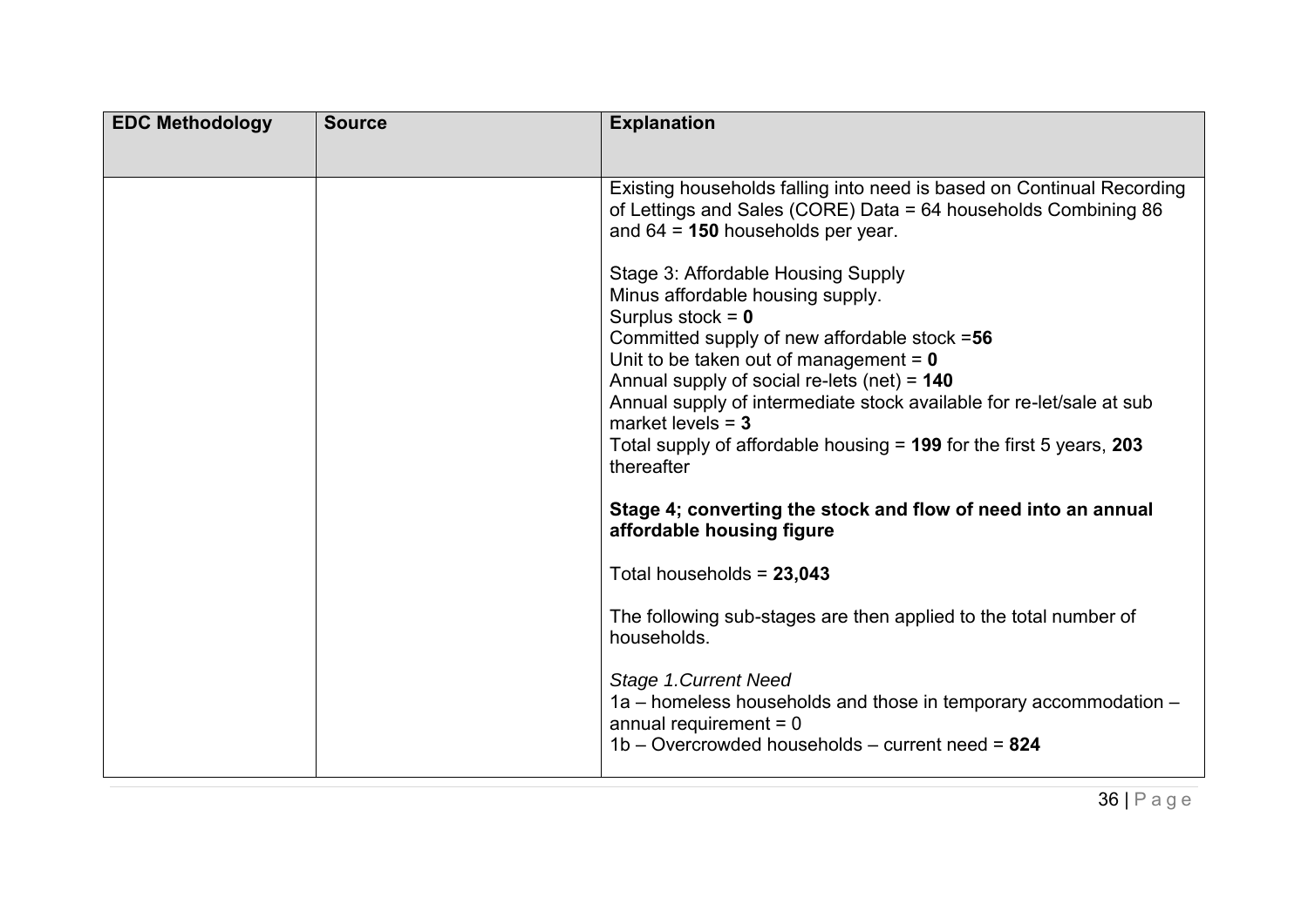| EDC Methodology | Source | Explanation |
|---|---|---|
| | | Existing households falling into need is based on Continual Recording of Lettings and Sales (CORE) Data = 64 households Combining 86 and 64 = **150** households per year.<br><br>Stage 3: Affordable Housing Supply<br>Minus affordable housing supply.<br>Surplus stock = **0**<br>Committed supply of new affordable stock =**56**<br>Unit to be taken out of management = **0**<br>Annual supply of social re-lets (net) = **140**<br>Annual supply of intermediate stock available for re-let/sale at sub market levels = **3**<br>Total supply of affordable housing = **199** for the first 5 years, **203** thereafter<br><br>**Stage 4; converting the stock and flow of need into an annual affordable housing figure**<br><br>Total households = **23,043**<br><br>The following sub-stages are then applied to the total number of households.<br><br>*Stage 1.Current Need*<br>1a – homeless households and those in temporary accommodation – annual requirement = 0<br>1b – Overcrowded households – current need = **824** |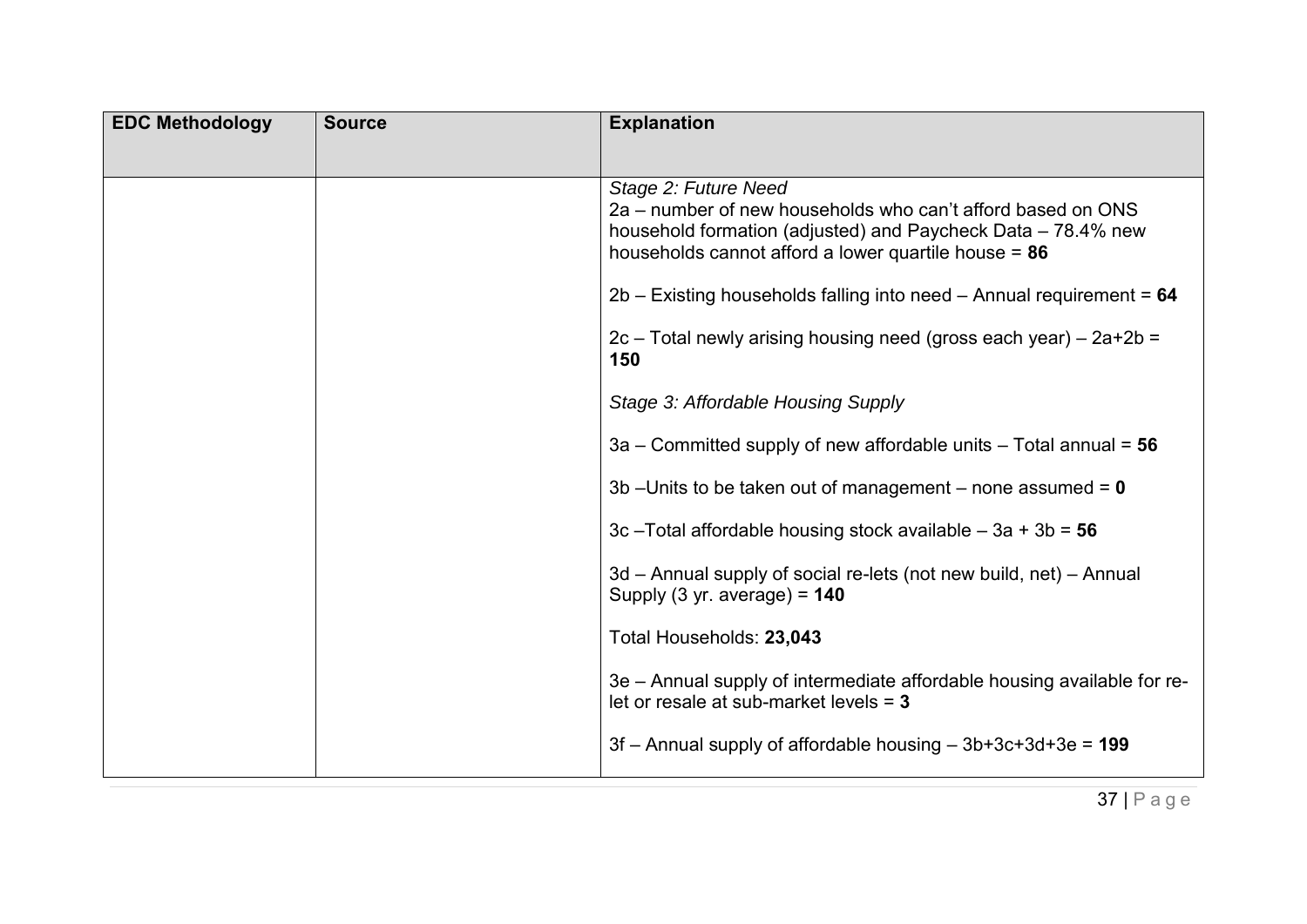| EDC Methodology | Source | Explanation |
|---|---|---|
| | | *Stage 2: Future Need*<br>2a – number of new households who can't afford based on ONS household formation (adjusted) and Paycheck Data – 78.4% new households cannot afford a lower quartile house = **86**<br><br>2b – Existing households falling into need – Annual requirement = **64**<br><br>2c – Total newly arising housing need (gross each year) – 2a+2b = **150**<br><br>*Stage 3: Affordable Housing Supply*<br><br>3a – Committed supply of new affordable units – Total annual = **56**<br><br>3b –Units to be taken out of management – none assumed = **0**<br><br>3c –Total affordable housing stock available – 3a + 3b = **56**<br><br>3d – Annual supply of social re-lets (not new build, net) – Annual Supply (3 yr. average) = **140**<br><br>Total Households: **23,043**<br><br>3e – Annual supply of intermediate affordable housing available for re-let or resale at sub-market levels = **3**<br><br>3f – Annual supply of affordable housing – 3b+3c+3d+3e = **199** |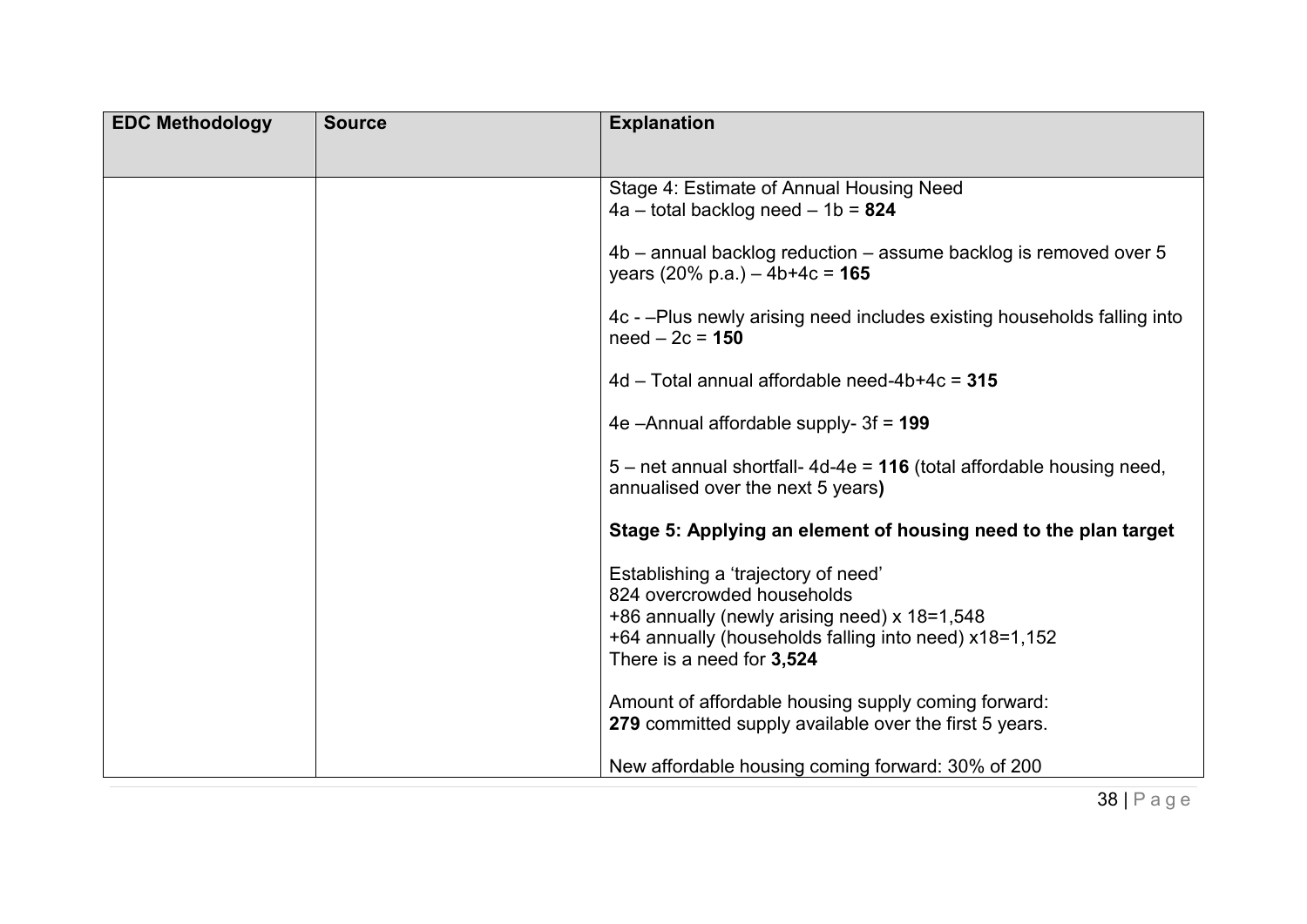| EDC Methodology | Source | Explanation |
|---|---|---|
| | | Stage 4: Estimate of Annual Housing Need<br>4a – total backlog need – 1b = **824**<br><br>4b – annual backlog reduction – assume backlog is removed over 5 years (20% p.a.) – 4b+4c = **165**<br><br>4c - –Plus newly arising need includes existing households falling into need – 2c = **150**<br><br>4d – Total annual affordable need-4b+4c = **315**<br><br>4e –Annual affordable supply- 3f = **199**<br><br>5 – net annual shortfall- 4d-4e = **116** (total affordable housing need, annualised over the next 5 years**)**<br><br>**Stage 5: Applying an element of housing need to the plan target**<br><br>Establishing a 'trajectory of need'<br>824 overcrowded households<br>+86 annually (newly arising need) x 18=1,548<br>+64 annually (households falling into need) x18=1,152<br>There is a need for **3,524**<br><br>Amount of affordable housing supply coming forward:<br>**279** committed supply available over the first 5 years.<br><br>New affordable housing coming forward: 30% of 200 |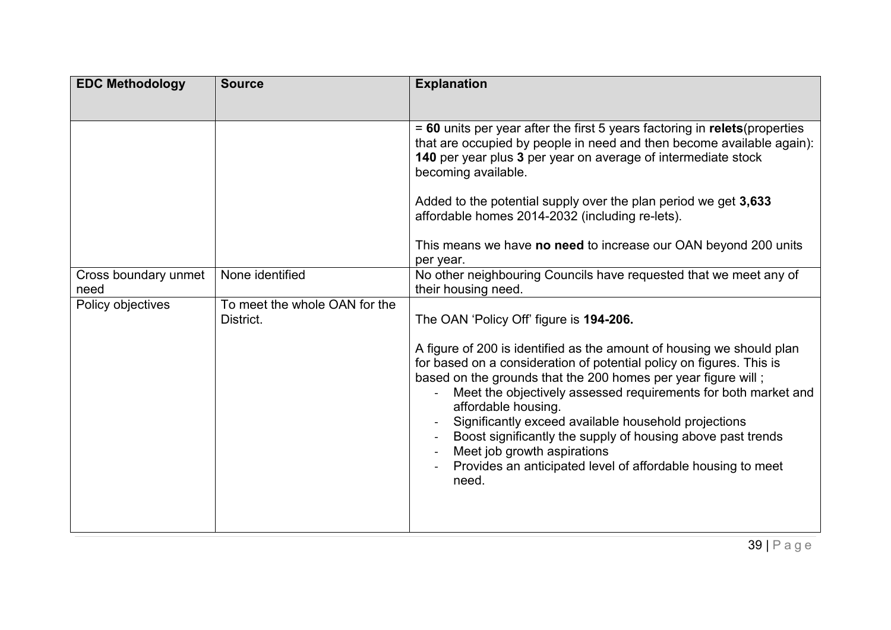| EDC Methodology | Source | Explanation |
| --- | --- | --- |
| | | = **60** units per year after the first 5 years factoring in **relets**(properties that are occupied by people in need and then become available again): **140** per year plus **3** per year on average of intermediate stock becoming available.<br><br>Added to the potential supply over the plan period we get **3,633** affordable homes 2014-2032 (including re-lets).<br><br>This means we have **no need** to increase our OAN beyond 200 units per year. |
| Cross boundary unmet need | None identified | No other neighbouring Councils have requested that we meet any of their housing need. |
| Policy objectives | To meet the whole OAN for the District. | The OAN 'Policy Off' figure is **194-206.**<br><br>A figure of 200 is identified as the amount of housing we should plan for based on a consideration of potential policy on figures. This is based on the grounds that the 200 homes per year figure will ;<br>- Meet the objectively assessed requirements for both market and affordable housing.<br>- Significantly exceed available household projections<br>- Boost significantly the supply of housing above past trends<br>- Meet job growth aspirations<br>- Provides an anticipated level of affordable housing to meet need. |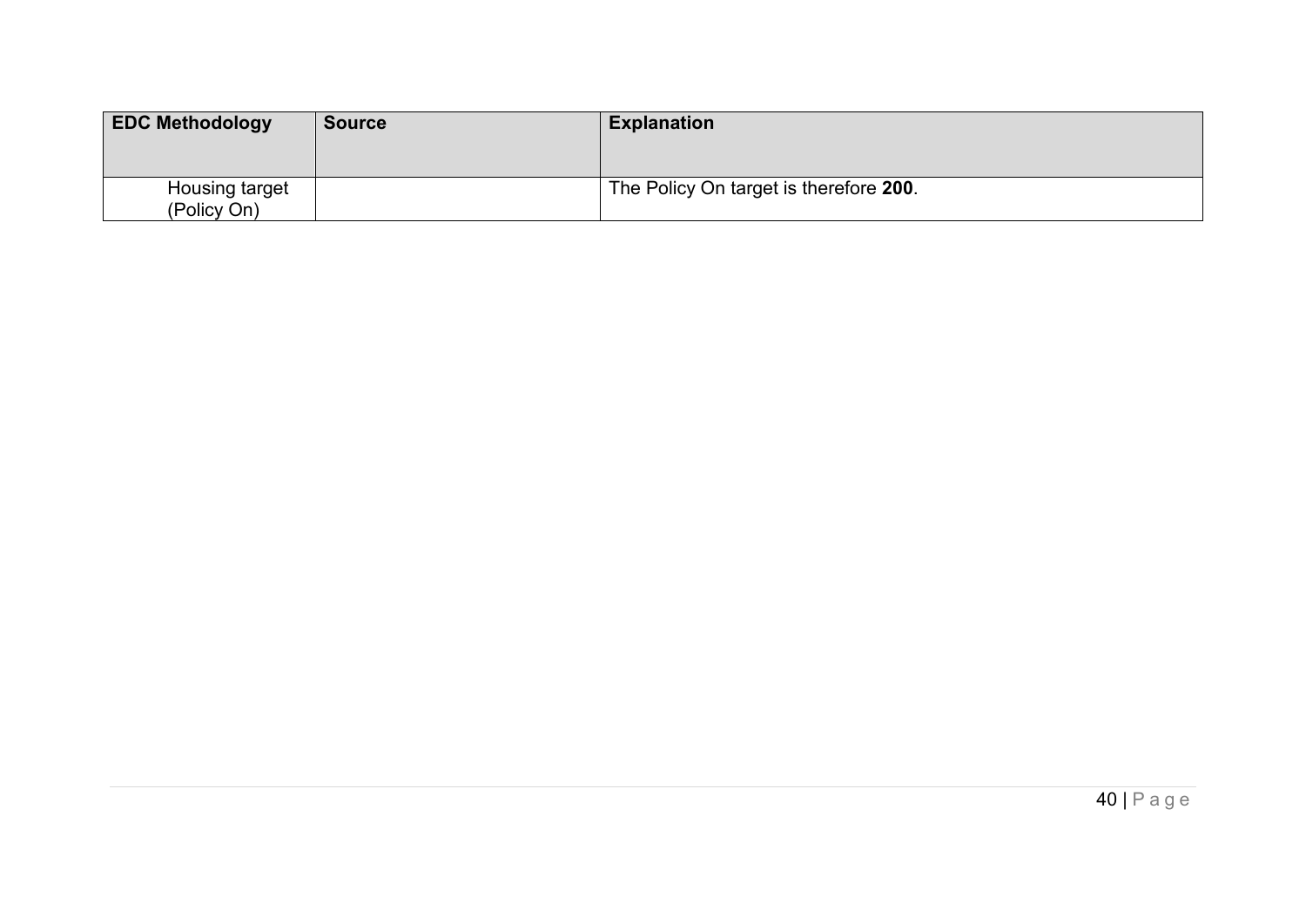| EDC Methodology | Source | Explanation |
|---|---|---|
| Housing target (Policy On) | | The Policy On target is therefore **200**. |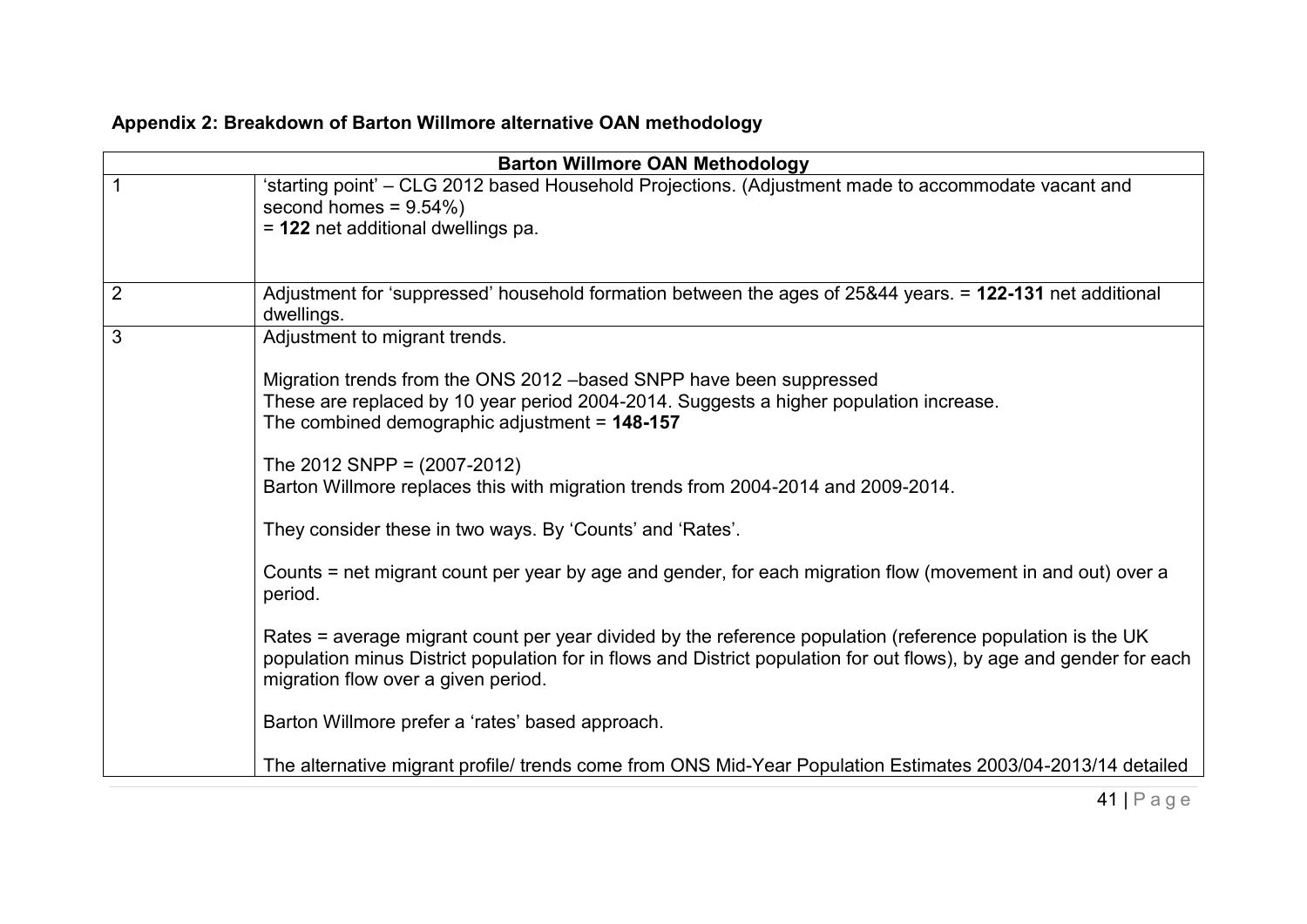**Appendix 2: Breakdown of Barton Willmore alternative OAN methodology**

| Barton Willmore OAN Methodology | |
|---|---|
| 1 | 'starting point' – CLG 2012 based Household Projections. (Adjustment made to accommodate vacant and second homes = 9.54%)<br>= **122** net additional dwellings pa. |
| 2 | Adjustment for 'suppressed' household formation between the ages of 25&44 years. = **122-131** net additional dwellings. |
| 3 | Adjustment to migrant trends.<br><br>Migration trends from the ONS 2012 –based SNPP have been suppressed<br>These are replaced by 10 year period 2004-2014. Suggests a higher population increase.<br>The combined demographic adjustment = **148-157**<br><br>The 2012 SNPP = (2007-2012)<br>Barton Willmore replaces this with migration trends from 2004-2014 and 2009-2014.<br><br>They consider these in two ways. By 'Counts' and 'Rates'.<br><br>Counts = net migrant count per year by age and gender, for each migration flow (movement in and out) over a period.<br><br>Rates = average migrant count per year divided by the reference population (reference population is the UK population minus District population for in flows and District population for out flows), by age and gender for each migration flow over a given period.<br><br>Barton Willmore prefer a 'rates' based approach.<br><br>The alternative migrant profile/ trends come from ONS Mid-Year Population Estimates 2003/04-2013/14 detailed |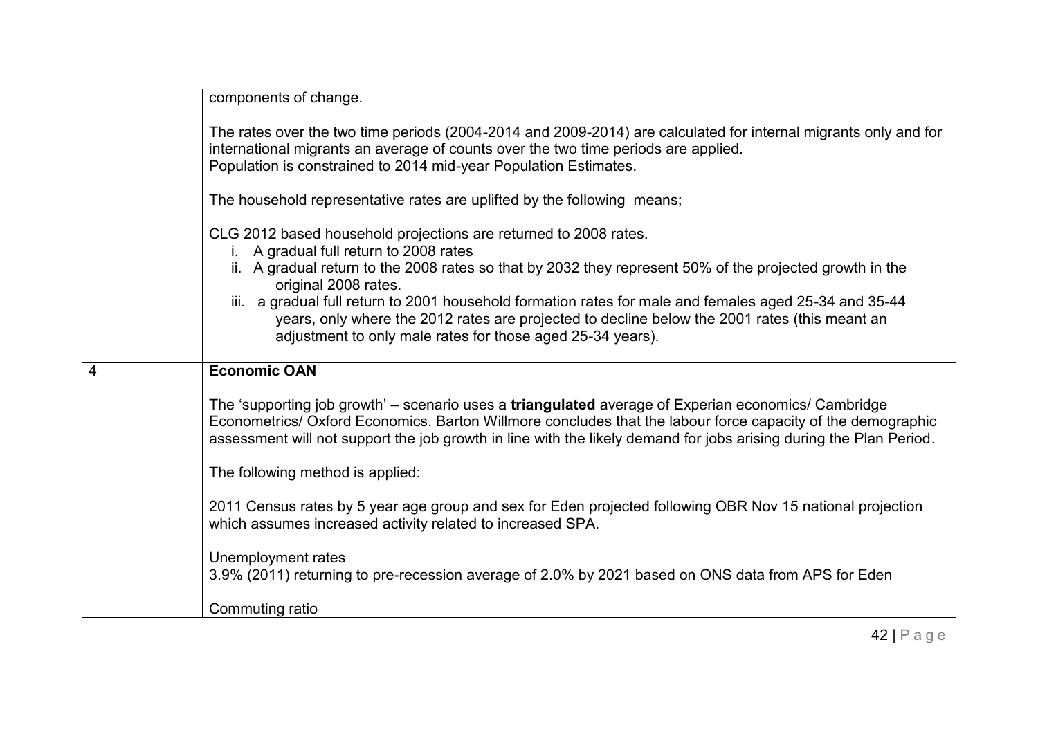| | |
|---|---|
| | components of change.<br><br>The rates over the two time periods (2004-2014 and 2009-2014) are calculated for internal migrants only and for international migrants an average of counts over the two time periods are applied.<br>Population is constrained to 2014 mid-year Population Estimates.<br><br>The household representative rates are uplifted by the following means;<br><br>CLG 2012 based household projections are returned to 2008 rates.<br>i. A gradual full return to 2008 rates<br>ii. A gradual return to the 2008 rates so that by 2032 they represent 50% of the projected growth in the original 2008 rates.<br>iii. a gradual full return to 2001 household formation rates for male and females aged 25-34 and 35-44 years, only where the 2012 rates are projected to decline below the 2001 rates (this meant an adjustment to only male rates for those aged 25-34 years). |
| 4 | **Economic OAN**<br><br>The 'supporting job growth' – scenario uses a **triangulated** average of Experian economics/ Cambridge Econometrics/ Oxford Economics. Barton Willmore concludes that the labour force capacity of the demographic assessment will not support the job growth in line with the likely demand for jobs arising during the Plan Period.<br><br>The following method is applied:<br><br>2011 Census rates by 5 year age group and sex for Eden projected following OBR Nov 15 national projection which assumes increased activity related to increased SPA.<br><br>Unemployment rates<br>3.9% (2011) returning to pre-recession average of 2.0% by 2021 based on ONS data from APS for Eden<br><br>Commuting ratio |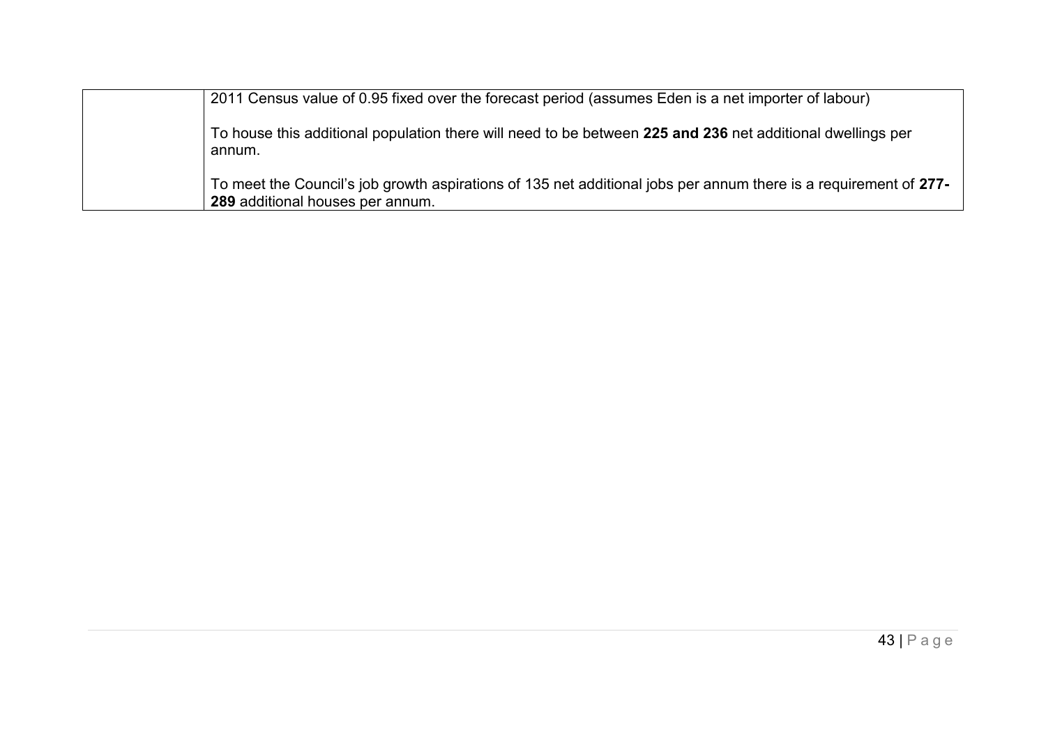| | |
|---|---|
| | 2011 Census value of 0.95 fixed over the forecast period (assumes Eden is a net importer of labour)<br><br>To house this additional population there will need to be between **225 and 236** net additional dwellings per annum.<br><br>To meet the Council's job growth aspirations of 135 net additional jobs per annum there is a requirement of **277-289** additional houses per annum. |